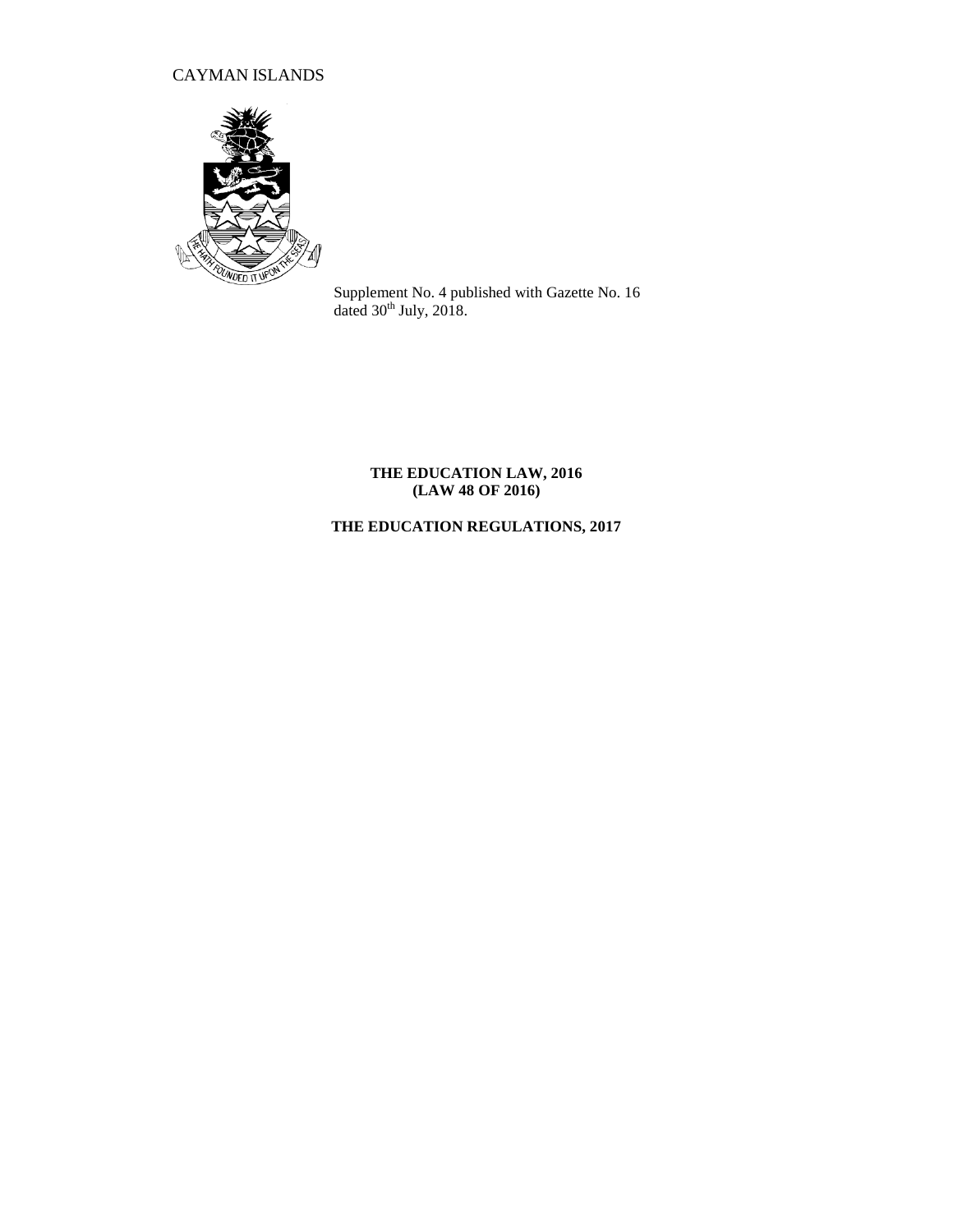CAYMAN ISLANDS

Supplement No. 4 published with Gazette No. 16 dated 30th July, 2018.

**THE EDUCATION LAW, 2016**
**(LAW 48 OF 2016)**

**THE EDUCATION REGULATIONS, 2017**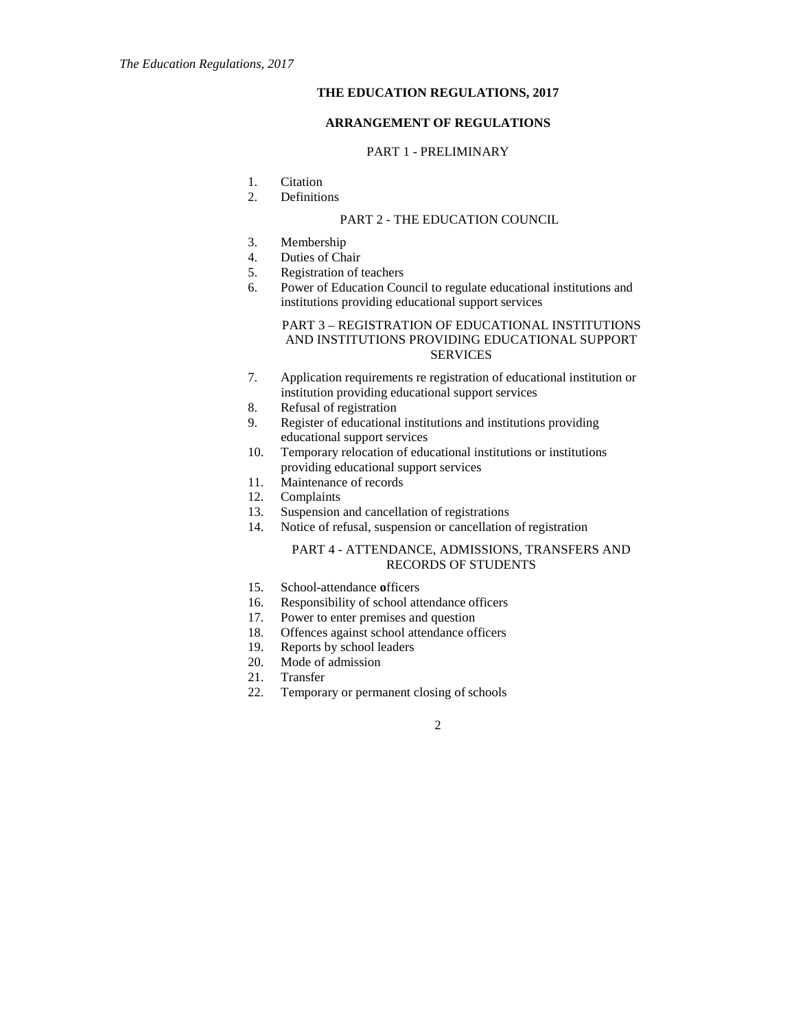# THE EDUCATION REGULATIONS, 2017

## ARRANGEMENT OF REGULATIONS

### PART 1 - PRELIMINARY

1. Citation
2. Definitions

### PART 2 - THE EDUCATION COUNCIL

3. Membership
4. Duties of Chair
5. Registration of teachers
6. Power of Education Council to regulate educational institutions and institutions providing educational support services

### PART 3 – REGISTRATION OF EDUCATIONAL INSTITUTIONS AND INSTITUTIONS PROVIDING EDUCATIONAL SUPPORT SERVICES

7. Application requirements re registration of educational institution or institution providing educational support services
8. Refusal of registration
9. Register of educational institutions and institutions providing educational support services
10. Temporary relocation of educational institutions or institutions providing educational support services
11. Maintenance of records
12. Complaints
13. Suspension and cancellation of registrations
14. Notice of refusal, suspension or cancellation of registration

### PART 4 - ATTENDANCE, ADMISSIONS, TRANSFERS AND RECORDS OF STUDENTS

15. School-attendance **o**fficers
16. Responsibility of school attendance officers
17. Power to enter premises and question
18. Offences against school attendance officers
19. Reports by school leaders
20. Mode of admission
21. Transfer
22. Temporary or permanent closing of schools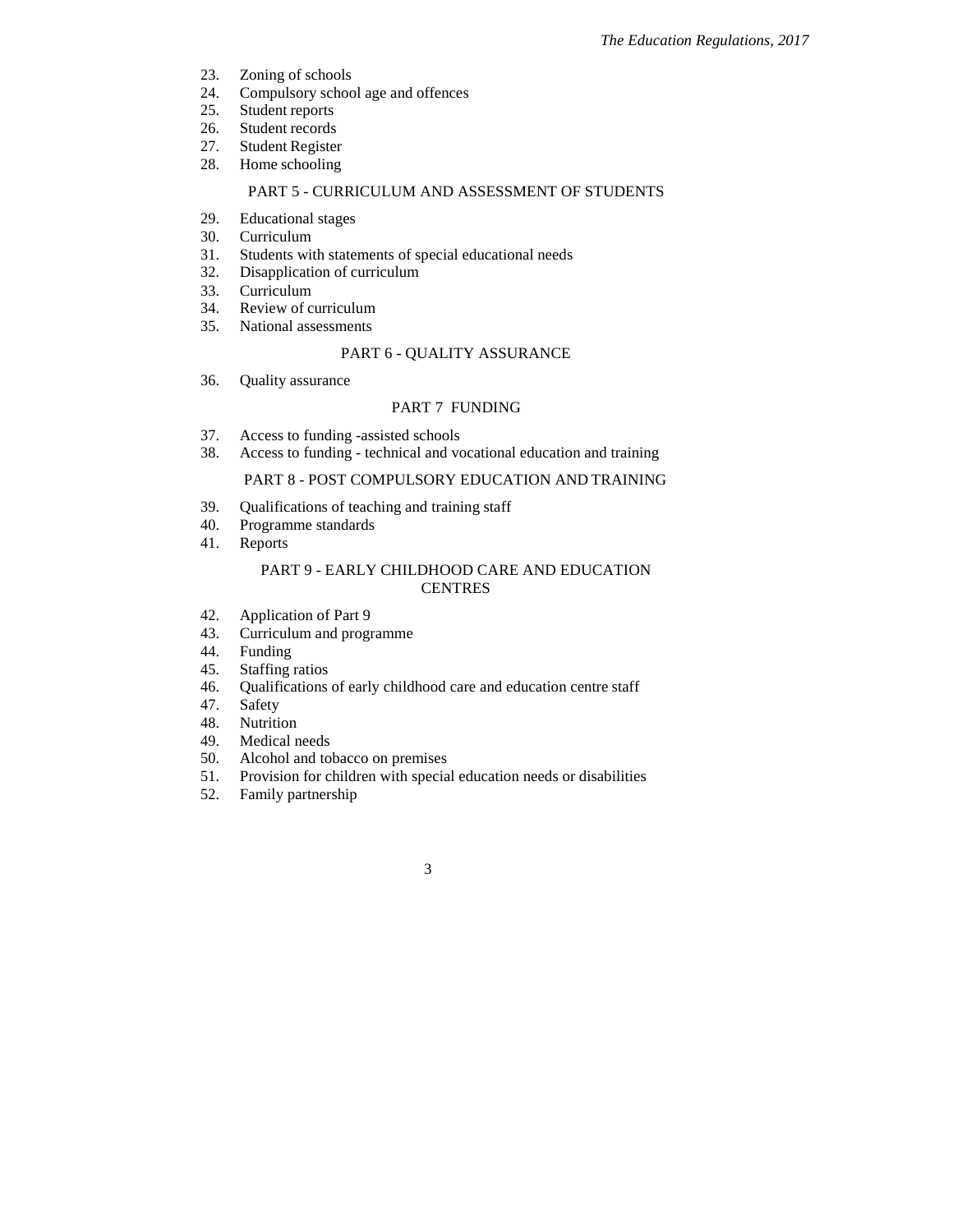23. Zoning of schools
24. Compulsory school age and offences
25. Student reports
26. Student records
27. Student Register
28. Home schooling

PART 5 - CURRICULUM AND ASSESSMENT OF STUDENTS

29. Educational stages
30. Curriculum
31. Students with statements of special educational needs
32. Disapplication of curriculum
33. Curriculum
34. Review of curriculum
35. National assessments

PART 6 - QUALITY ASSURANCE

36. Quality assurance

PART 7 FUNDING

37. Access to funding -assisted schools
38. Access to funding - technical and vocational education and training

PART 8 - POST COMPULSORY EDUCATION AND TRAINING

39. Qualifications of teaching and training staff
40. Programme standards
41. Reports

PART 9 - EARLY CHILDHOOD CARE AND EDUCATION CENTRES

42. Application of Part 9
43. Curriculum and programme
44. Funding
45. Staffing ratios
46. Qualifications of early childhood care and education centre staff
47. Safety
48. Nutrition
49. Medical needs
50. Alcohol and tobacco on premises
51. Provision for children with special education needs or disabilities
52. Family partnership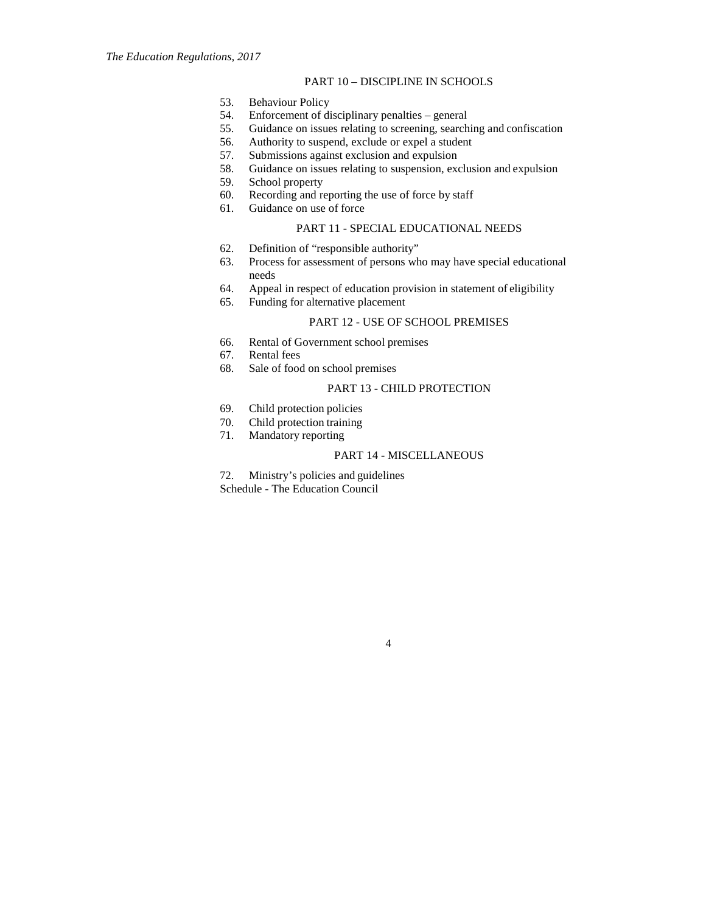PART 10 – DISCIPLINE IN SCHOOLS

53. Behaviour Policy
54. Enforcement of disciplinary penalties – general
55. Guidance on issues relating to screening, searching and confiscation
56. Authority to suspend, exclude or expel a student
57. Submissions against exclusion and expulsion
58. Guidance on issues relating to suspension, exclusion and expulsion
59. School property
60. Recording and reporting the use of force by staff
61. Guidance on use of force

PART 11 - SPECIAL EDUCATIONAL NEEDS

62. Definition of "responsible authority"
63. Process for assessment of persons who may have special educational needs
64. Appeal in respect of education provision in statement of eligibility
65. Funding for alternative placement

PART 12 - USE OF SCHOOL PREMISES

66. Rental of Government school premises
67. Rental fees
68. Sale of food on school premises

PART 13 - CHILD PROTECTION

69. Child protection policies
70. Child protection training
71. Mandatory reporting

PART 14 - MISCELLANEOUS

72. Ministry's policies and guidelines

Schedule - The Education Council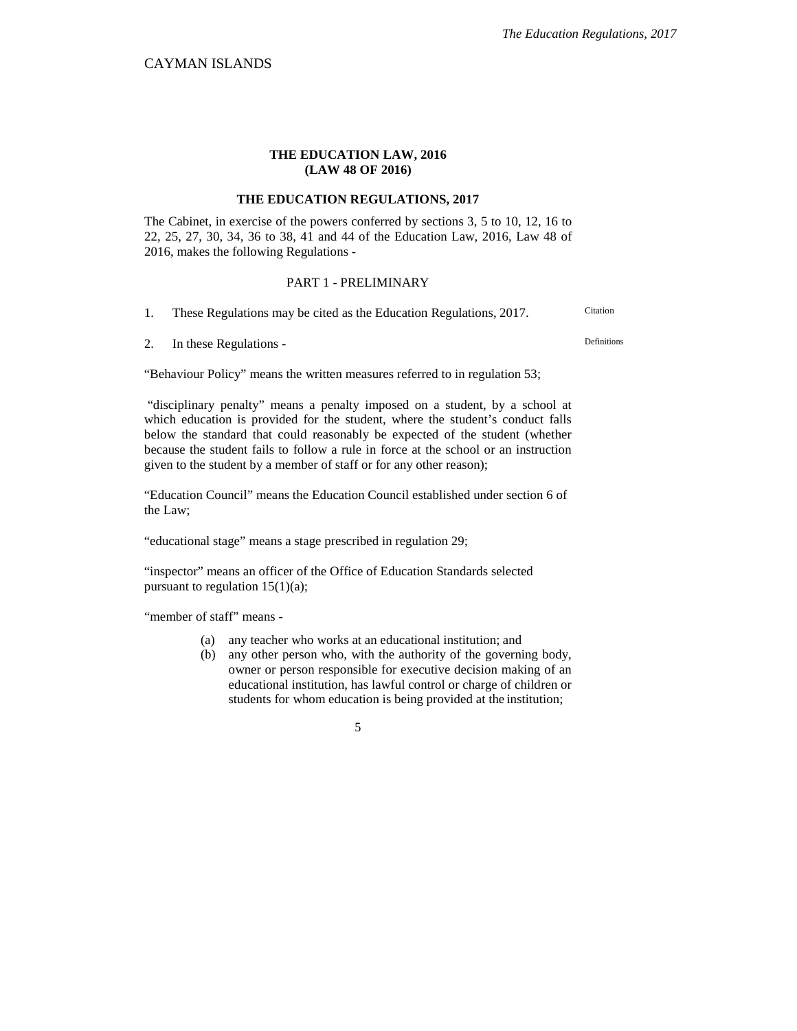CAYMAN ISLANDS

**THE EDUCATION LAW, 2016**
**(LAW 48 OF 2016)**

**THE EDUCATION REGULATIONS, 2017**

The Cabinet, in exercise of the powers conferred by sections 3, 5 to 10, 12, 16 to 22, 25, 27, 30, 34, 36 to 38, 41 and 44 of the Education Law, 2016, Law 48 of 2016, makes the following Regulations -

PART 1 - PRELIMINARY

1. These Regulations may be cited as the Education Regulations, 2017. *Citation*

2. In these Regulations - *Definitions*

"Behaviour Policy" means the written measures referred to in regulation 53;

"disciplinary penalty" means a penalty imposed on a student, by a school at which education is provided for the student, where the student's conduct falls below the standard that could reasonably be expected of the student (whether because the student fails to follow a rule in force at the school or an instruction given to the student by a member of staff or for any other reason);

"Education Council" means the Education Council established under section 6 of the Law;

"educational stage" means a stage prescribed in regulation 29;

"inspector" means an officer of the Office of Education Standards selected pursuant to regulation 15(1)(a);

"member of staff" means -

(a) any teacher who works at an educational institution; and
(b) any other person who, with the authority of the governing body, owner or person responsible for executive decision making of an educational institution, has lawful control or charge of children or students for whom education is being provided at the institution;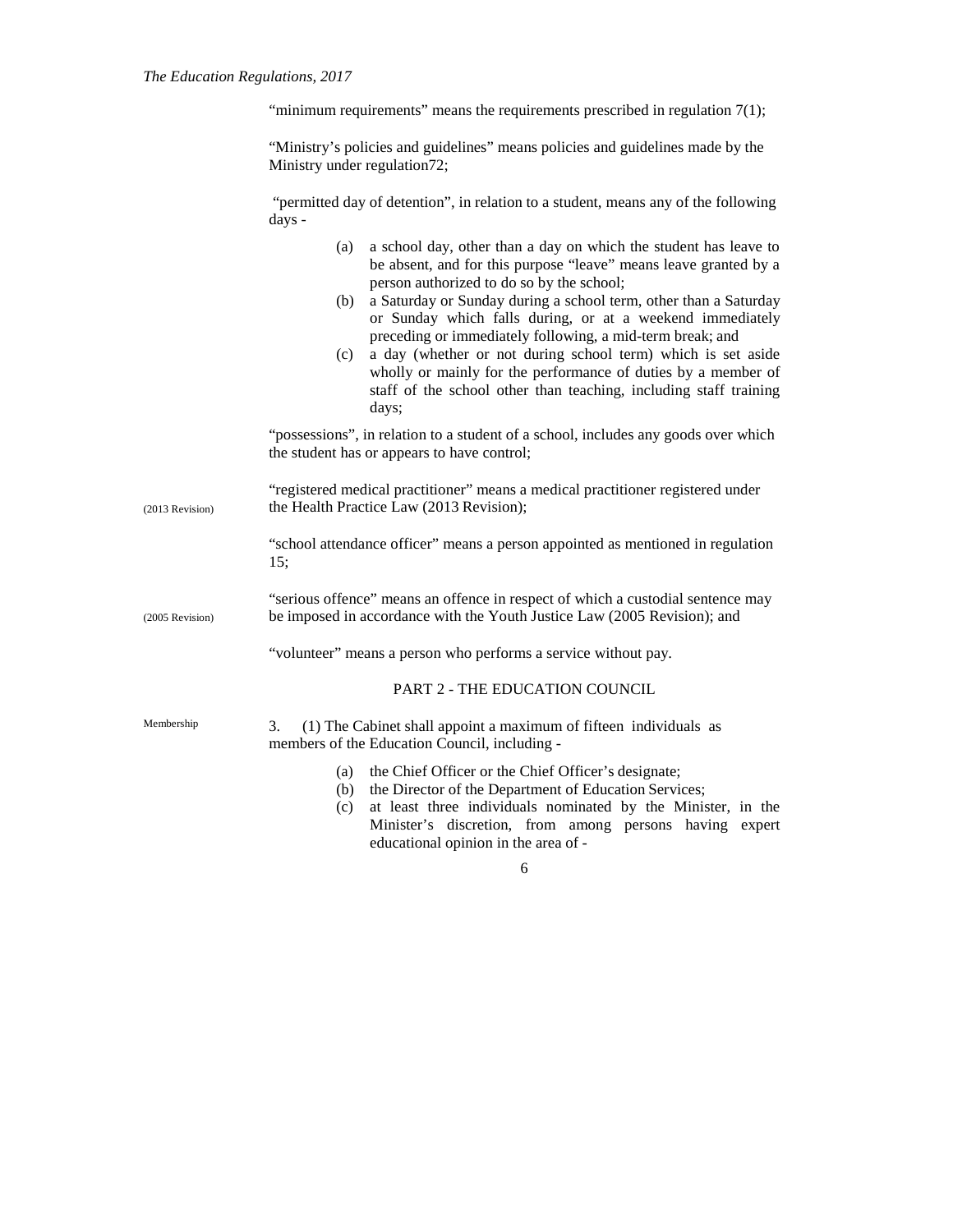"minimum requirements" means the requirements prescribed in regulation 7(1);

"Ministry's policies and guidelines" means policies and guidelines made by the Ministry under regulation72;

"permitted day of detention", in relation to a student, means any of the following days -

(a) a school day, other than a day on which the student has leave to be absent, and for this purpose "leave" means leave granted by a person authorized to do so by the school;
(b) a Saturday or Sunday during a school term, other than a Saturday or Sunday which falls during, or at a weekend immediately preceding or immediately following, a mid-term break; and
(c) a day (whether or not during school term) which is set aside wholly or mainly for the performance of duties by a member of staff of the school other than teaching, including staff training days;

"possessions", in relation to a student of a school, includes any goods over which the student has or appears to have control;

"registered medical practitioner" means a medical practitioner registered under the Health Practice Law (2013 Revision);

(2013 Revision)

"school attendance officer" means a person appointed as mentioned in regulation 15;

"serious offence" means an offence in respect of which a custodial sentence may be imposed in accordance with the Youth Justice Law (2005 Revision); and

(2005 Revision)

"volunteer" means a person who performs a service without pay.

## PART 2 - THE EDUCATION COUNCIL

Membership

3. (1) The Cabinet shall appoint a maximum of fifteen individuals as members of the Education Council, including -

(a) the Chief Officer or the Chief Officer's designate;
(b) the Director of the Department of Education Services;
(c) at least three individuals nominated by the Minister, in the Minister's discretion, from among persons having expert educational opinion in the area of -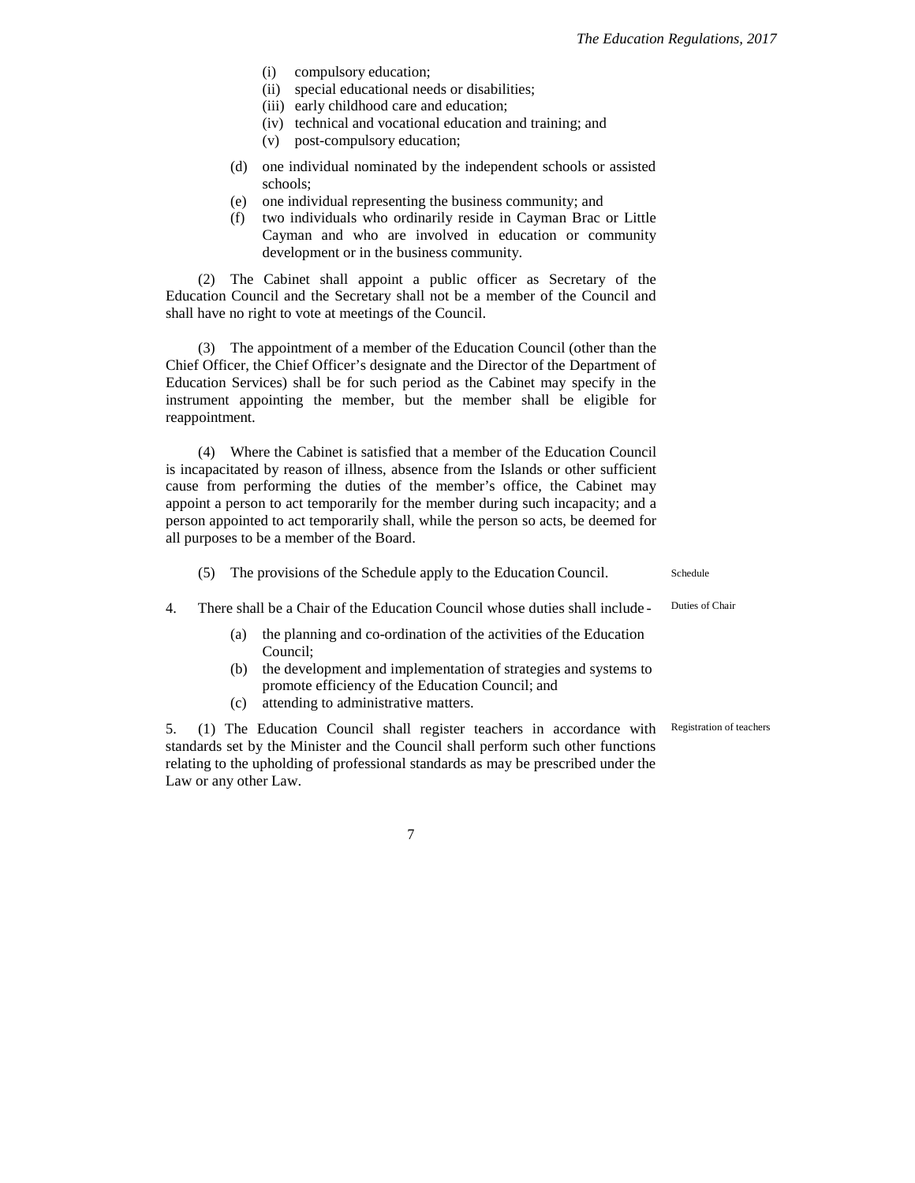(i) compulsory education;
(ii) special educational needs or disabilities;
(iii) early childhood care and education;
(iv) technical and vocational education and training; and
(v) post-compulsory education;

(d) one individual nominated by the independent schools or assisted schools;
(e) one individual representing the business community; and
(f) two individuals who ordinarily reside in Cayman Brac or Little Cayman and who are involved in education or community development or in the business community.

(2) The Cabinet shall appoint a public officer as Secretary of the Education Council and the Secretary shall not be a member of the Council and shall have no right to vote at meetings of the Council.

(3) The appointment of a member of the Education Council (other than the Chief Officer, the Chief Officer's designate and the Director of the Department of Education Services) shall be for such period as the Cabinet may specify in the instrument appointing the member, but the member shall be eligible for reappointment.

(4) Where the Cabinet is satisfied that a member of the Education Council is incapacitated by reason of illness, absence from the Islands or other sufficient cause from performing the duties of the member's office, the Cabinet may appoint a person to act temporarily for the member during such incapacity; and a person appointed to act temporarily shall, while the person so acts, be deemed for all purposes to be a member of the Board.

(5) The provisions of the Schedule apply to the Education Council. *Schedule*

*Duties of Chair*

4. There shall be a Chair of the Education Council whose duties shall include -

(a) the planning and co-ordination of the activities of the Education Council;
(b) the development and implementation of strategies and systems to promote efficiency of the Education Council; and
(c) attending to administrative matters.

*Registration of teachers*

5. (1) The Education Council shall register teachers in accordance with standards set by the Minister and the Council shall perform such other functions relating to the upholding of professional standards as may be prescribed under the Law or any other Law.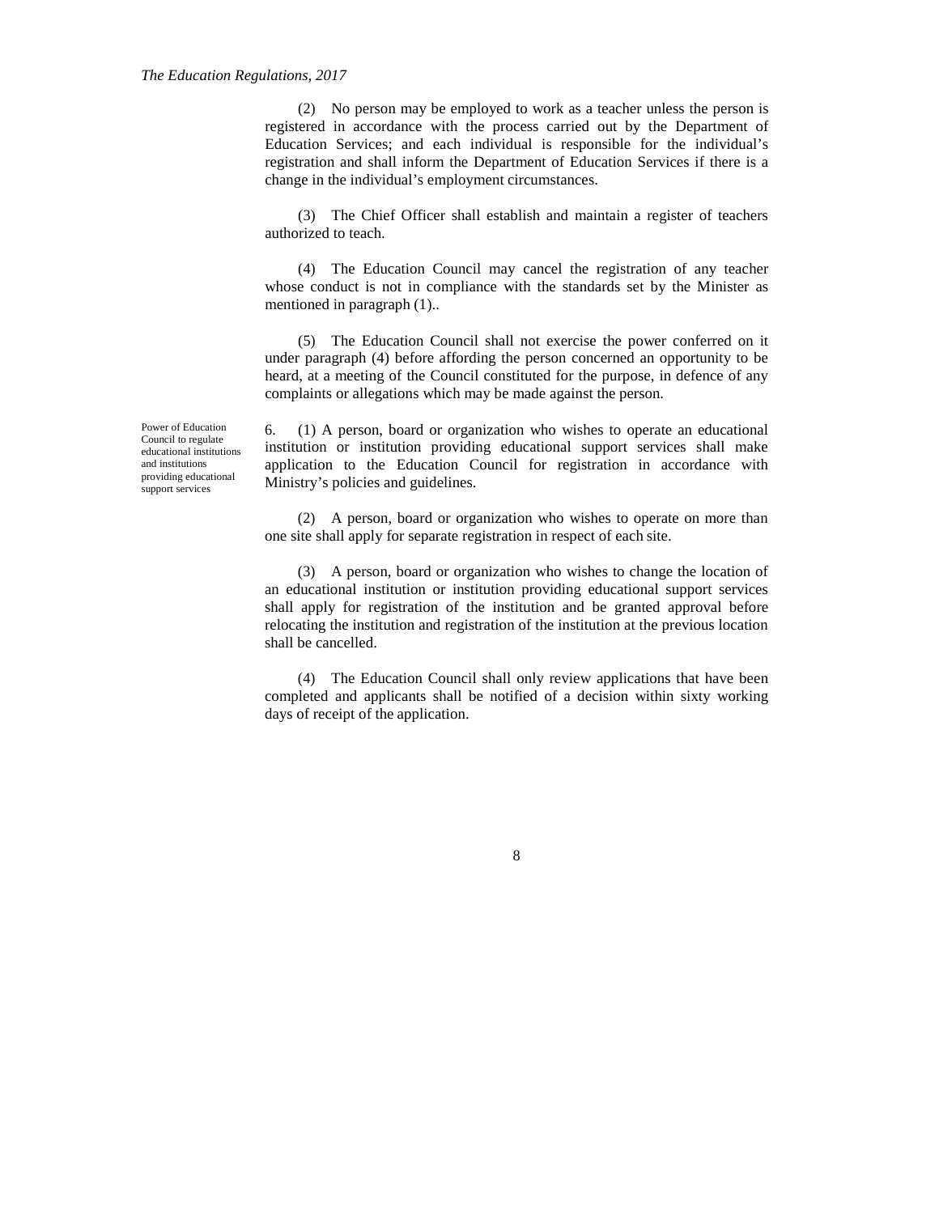(2) No person may be employed to work as a teacher unless the person is registered in accordance with the process carried out by the Department of Education Services; and each individual is responsible for the individual's registration and shall inform the Department of Education Services if there is a change in the individual's employment circumstances.

(3) The Chief Officer shall establish and maintain a register of teachers authorized to teach.

(4) The Education Council may cancel the registration of any teacher whose conduct is not in compliance with the standards set by the Minister as mentioned in paragraph (1)..

(5) The Education Council shall not exercise the power conferred on it under paragraph (4) before affording the person concerned an opportunity to be heard, at a meeting of the Council constituted for the purpose, in defence of any complaints or allegations which may be made against the person.

*Power of Education Council to regulate educational institutions and institutions providing educational support services*

6. (1) A person, board or organization who wishes to operate an educational institution or institution providing educational support services shall make application to the Education Council for registration in accordance with Ministry's policies and guidelines.

(2) A person, board or organization who wishes to operate on more than one site shall apply for separate registration in respect of each site.

(3) A person, board or organization who wishes to change the location of an educational institution or institution providing educational support services shall apply for registration of the institution and be granted approval before relocating the institution and registration of the institution at the previous location shall be cancelled.

(4) The Education Council shall only review applications that have been completed and applicants shall be notified of a decision within sixty working days of receipt of the application.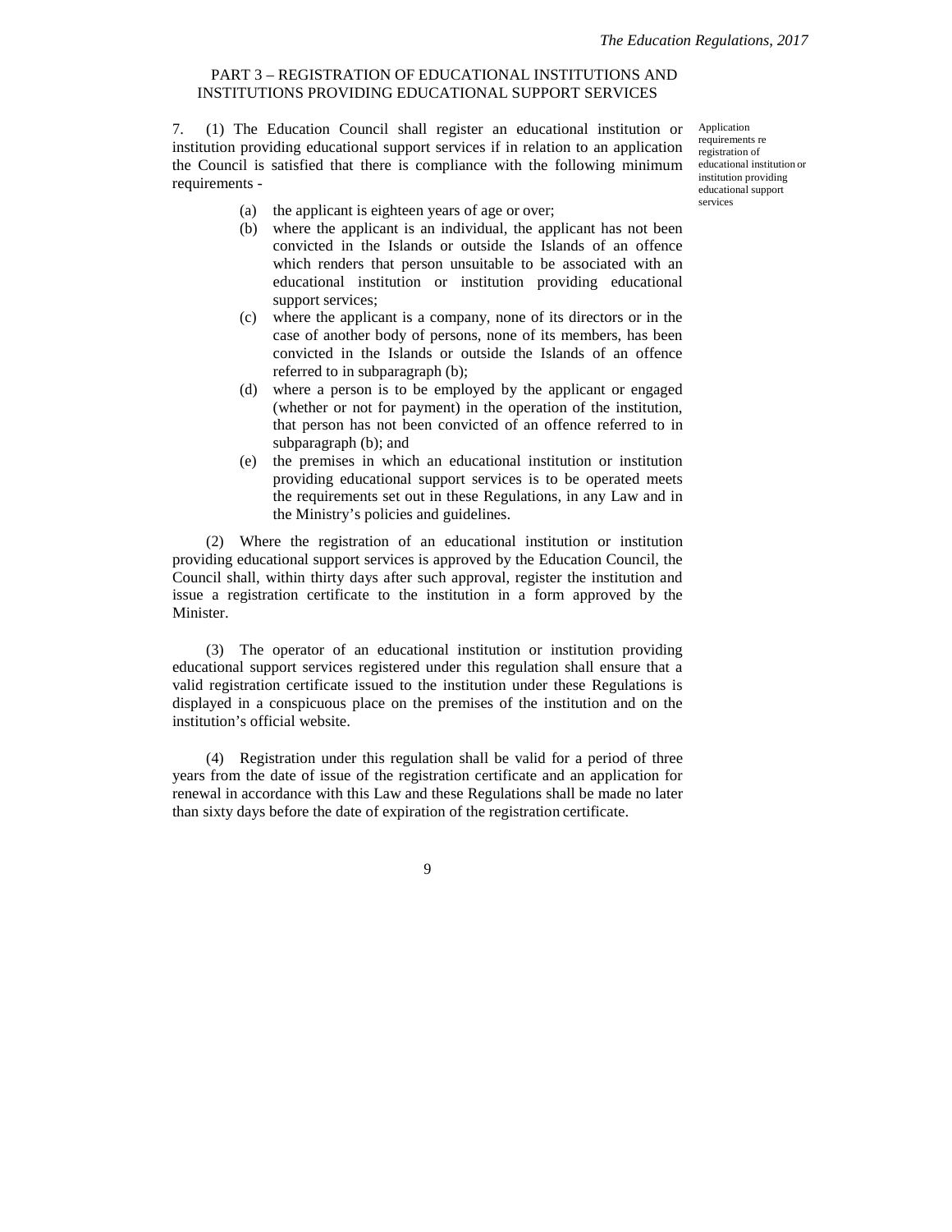## PART 3 – REGISTRATION OF EDUCATIONAL INSTITUTIONS AND INSTITUTIONS PROVIDING EDUCATIONAL SUPPORT SERVICES

Application requirements re registration of educational institution or institution providing educational support services

7. (1) The Education Council shall register an educational institution or institution providing educational support services if in relation to an application the Council is satisfied that there is compliance with the following minimum requirements -

(a) the applicant is eighteen years of age or over;

(b) where the applicant is an individual, the applicant has not been convicted in the Islands or outside the Islands of an offence which renders that person unsuitable to be associated with an educational institution or institution providing educational support services;

(c) where the applicant is a company, none of its directors or in the case of another body of persons, none of its members, has been convicted in the Islands or outside the Islands of an offence referred to in subparagraph (b);

(d) where a person is to be employed by the applicant or engaged (whether or not for payment) in the operation of the institution, that person has not been convicted of an offence referred to in subparagraph (b); and

(e) the premises in which an educational institution or institution providing educational support services is to be operated meets the requirements set out in these Regulations, in any Law and in the Ministry's policies and guidelines.

(2) Where the registration of an educational institution or institution providing educational support services is approved by the Education Council, the Council shall, within thirty days after such approval, register the institution and issue a registration certificate to the institution in a form approved by the Minister.

(3) The operator of an educational institution or institution providing educational support services registered under this regulation shall ensure that a valid registration certificate issued to the institution under these Regulations is displayed in a conspicuous place on the premises of the institution and on the institution's official website.

(4) Registration under this regulation shall be valid for a period of three years from the date of issue of the registration certificate and an application for renewal in accordance with this Law and these Regulations shall be made no later than sixty days before the date of expiration of the registration certificate.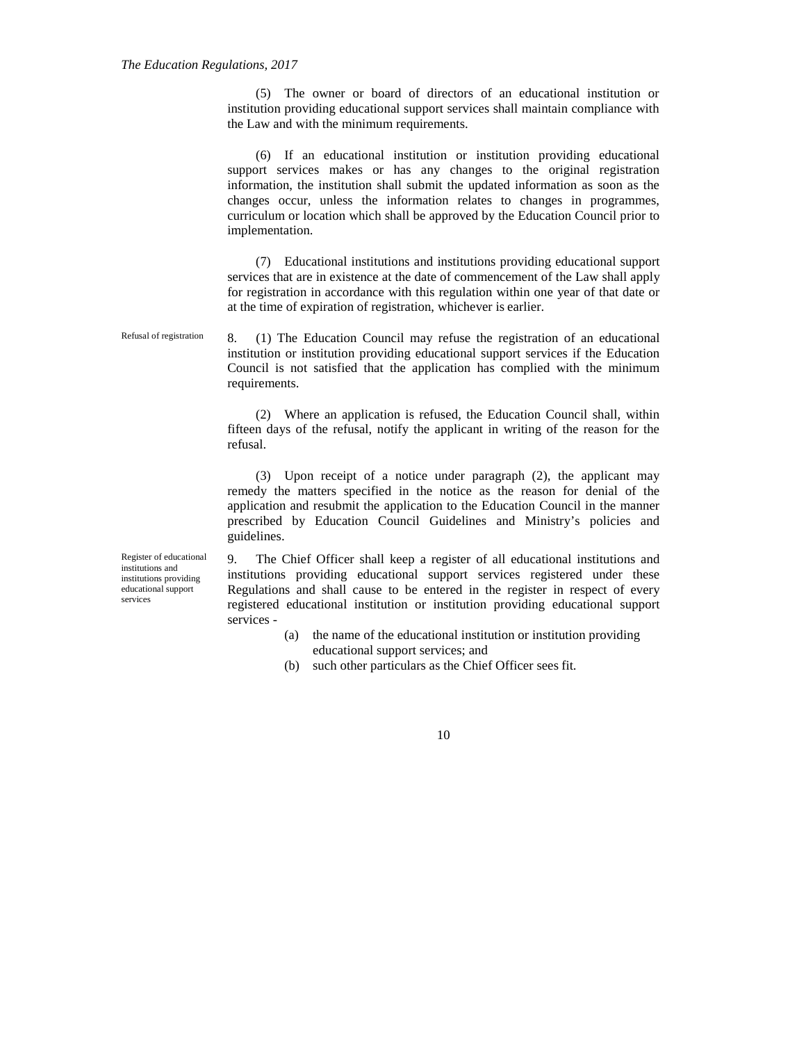(5) The owner or board of directors of an educational institution or institution providing educational support services shall maintain compliance with the Law and with the minimum requirements.

(6) If an educational institution or institution providing educational support services makes or has any changes to the original registration information, the institution shall submit the updated information as soon as the changes occur, unless the information relates to changes in programmes, curriculum or location which shall be approved by the Education Council prior to implementation.

(7) Educational institutions and institutions providing educational support services that are in existence at the date of commencement of the Law shall apply for registration in accordance with this regulation within one year of that date or at the time of expiration of registration, whichever is earlier.

Refusal of registration

8. (1) The Education Council may refuse the registration of an educational institution or institution providing educational support services if the Education Council is not satisfied that the application has complied with the minimum requirements.

(2) Where an application is refused, the Education Council shall, within fifteen days of the refusal, notify the applicant in writing of the reason for the refusal.

(3) Upon receipt of a notice under paragraph (2), the applicant may remedy the matters specified in the notice as the reason for denial of the application and resubmit the application to the Education Council in the manner prescribed by Education Council Guidelines and Ministry's policies and guidelines.

Register of educational institutions and institutions providing educational support services

9. The Chief Officer shall keep a register of all educational institutions and institutions providing educational support services registered under these Regulations and shall cause to be entered in the register in respect of every registered educational institution or institution providing educational support services -

(a) the name of the educational institution or institution providing educational support services; and

(b) such other particulars as the Chief Officer sees fit.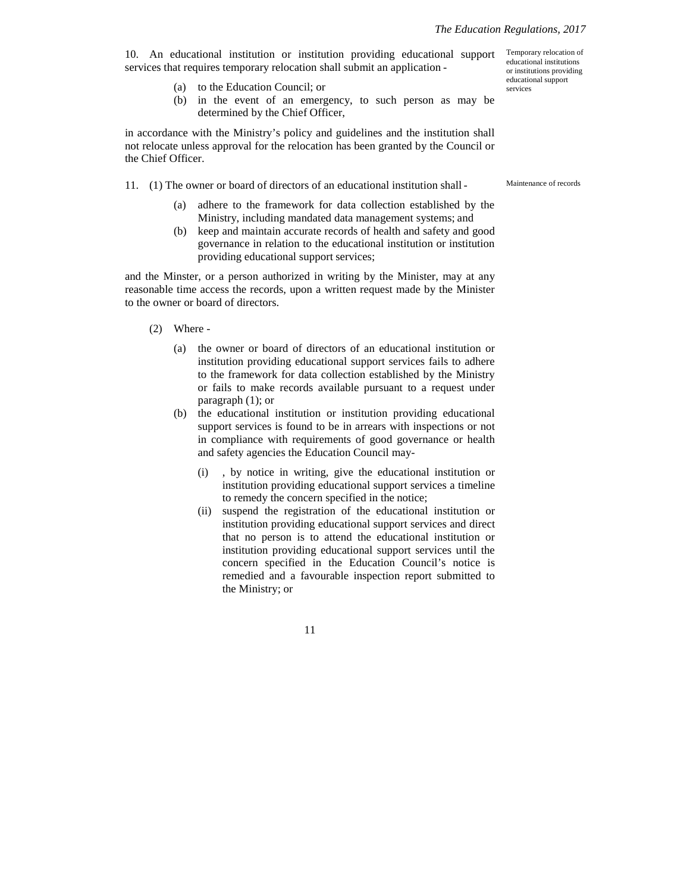10. An educational institution or institution providing educational support services that requires temporary relocation shall submit an application -

Temporary relocation of educational institutions or institutions providing educational support services

(a) to the Education Council; or
(b) in the event of an emergency, to such person as may be determined by the Chief Officer,

in accordance with the Ministry's policy and guidelines and the institution shall not relocate unless approval for the relocation has been granted by the Council or the Chief Officer.

11. (1) The owner or board of directors of an educational institution shall -

Maintenance of records

(a) adhere to the framework for data collection established by the Ministry, including mandated data management systems; and
(b) keep and maintain accurate records of health and safety and good governance in relation to the educational institution or institution providing educational support services;

and the Minster, or a person authorized in writing by the Minister, may at any reasonable time access the records, upon a written request made by the Minister to the owner or board of directors.

(2) Where -

(a) the owner or board of directors of an educational institution or institution providing educational support services fails to adhere to the framework for data collection established by the Ministry or fails to make records available pursuant to a request under paragraph (1); or
(b) the educational institution or institution providing educational support services is found to be in arrears with inspections or not in compliance with requirements of good governance or health and safety agencies the Education Council may-
    (i) , by notice in writing, give the educational institution or institution providing educational support services a timeline to remedy the concern specified in the notice;
    (ii) suspend the registration of the educational institution or institution providing educational support services and direct that no person is to attend the educational institution or institution providing educational support services until the concern specified in the Education Council's notice is remedied and a favourable inspection report submitted to the Ministry; or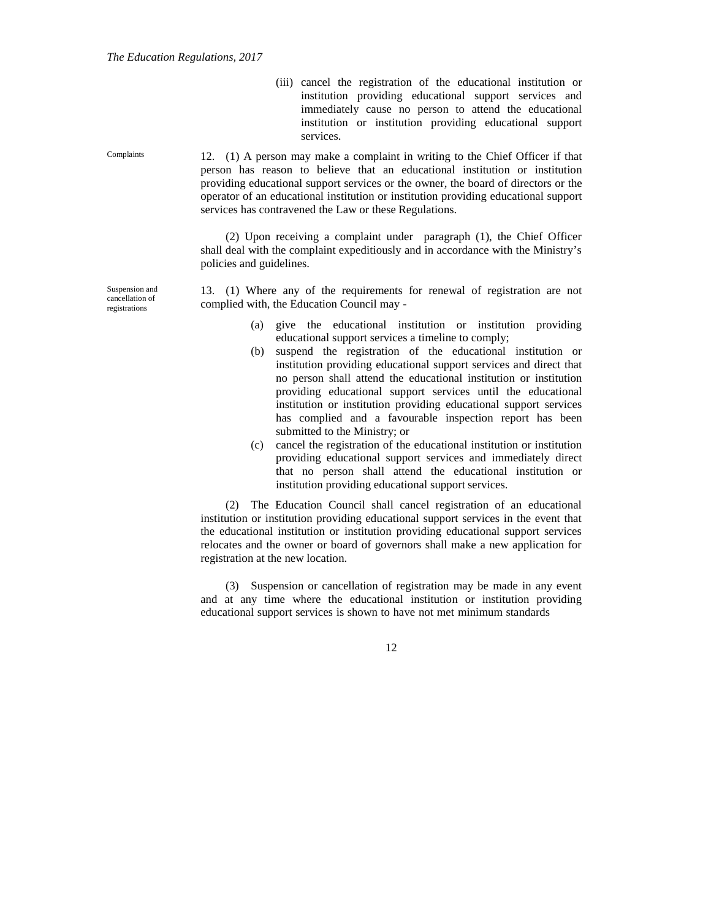(iii) cancel the registration of the educational institution or institution providing educational support services and immediately cause no person to attend the educational institution or institution providing educational support services.

Complaints

12. (1) A person may make a complaint in writing to the Chief Officer if that person has reason to believe that an educational institution or institution providing educational support services or the owner, the board of directors or the operator of an educational institution or institution providing educational support services has contravened the Law or these Regulations.

(2) Upon receiving a complaint under paragraph (1), the Chief Officer shall deal with the complaint expeditiously and in accordance with the Ministry's policies and guidelines.

Suspension and cancellation of registrations

13. (1) Where any of the requirements for renewal of registration are not complied with, the Education Council may -

(a) give the educational institution or institution providing educational support services a timeline to comply;

(b) suspend the registration of the educational institution or institution providing educational support services and direct that no person shall attend the educational institution or institution providing educational support services until the educational institution or institution providing educational support services has complied and a favourable inspection report has been submitted to the Ministry; or

(c) cancel the registration of the educational institution or institution providing educational support services and immediately direct that no person shall attend the educational institution or institution providing educational support services.

(2) The Education Council shall cancel registration of an educational institution or institution providing educational support services in the event that the educational institution or institution providing educational support services relocates and the owner or board of governors shall make a new application for registration at the new location.

(3) Suspension or cancellation of registration may be made in any event and at any time where the educational institution or institution providing educational support services is shown to have not met minimum standards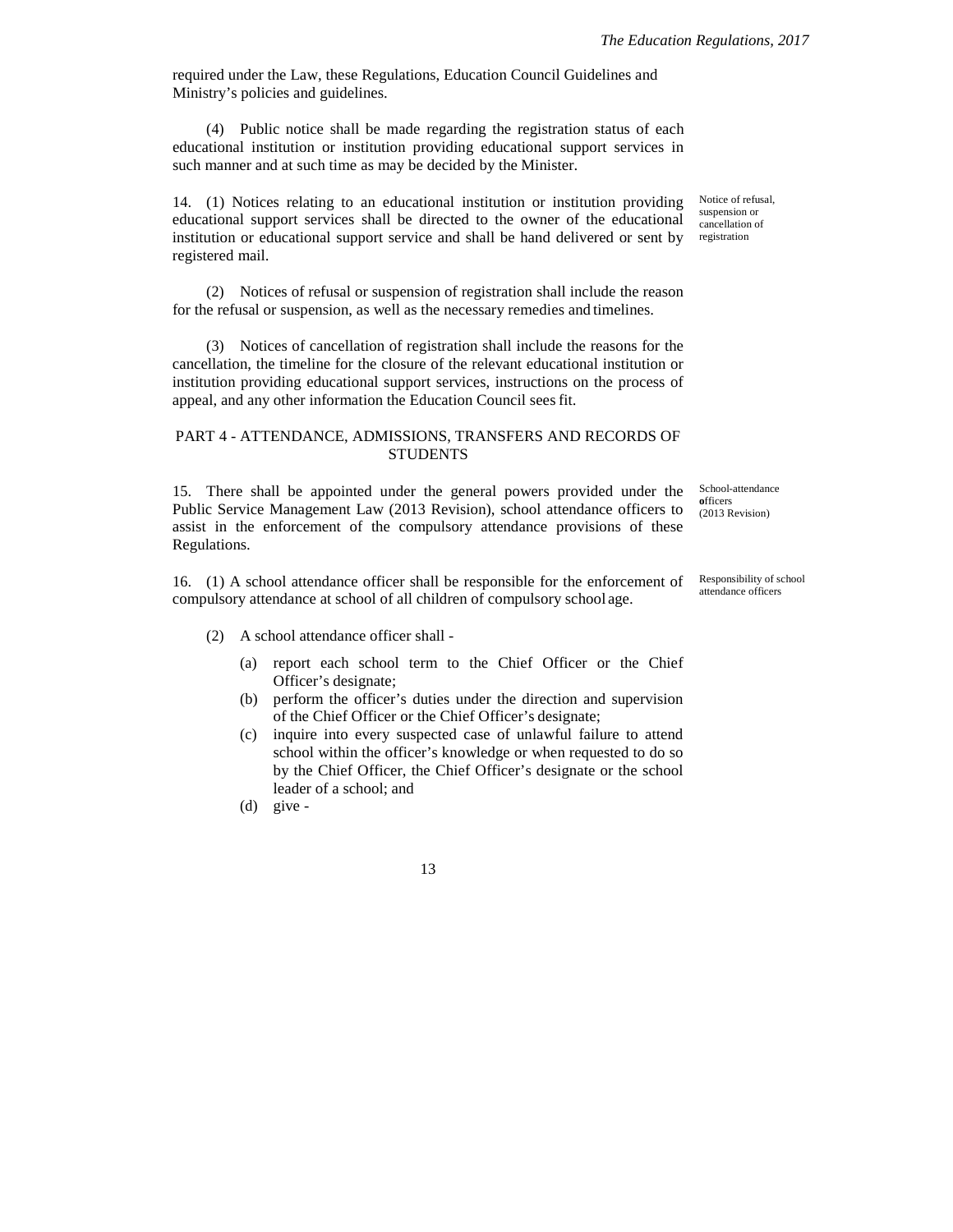required under the Law, these Regulations, Education Council Guidelines and Ministry's policies and guidelines.

(4) Public notice shall be made regarding the registration status of each educational institution or institution providing educational support services in such manner and at such time as may be decided by the Minister.

Notice of refusal, suspension or cancellation of registration

14. (1) Notices relating to an educational institution or institution providing educational support services shall be directed to the owner of the educational institution or educational support service and shall be hand delivered or sent by registered mail.

(2) Notices of refusal or suspension of registration shall include the reason for the refusal or suspension, as well as the necessary remedies and timelines.

(3) Notices of cancellation of registration shall include the reasons for the cancellation, the timeline for the closure of the relevant educational institution or institution providing educational support services, instructions on the process of appeal, and any other information the Education Council sees fit.

## PART 4 - ATTENDANCE, ADMISSIONS, TRANSFERS AND RECORDS OF STUDENTS

School-attendance officers (2013 Revision)

15. There shall be appointed under the general powers provided under the Public Service Management Law (2013 Revision), school attendance officers to assist in the enforcement of the compulsory attendance provisions of these Regulations.

Responsibility of school attendance officers

16. (1) A school attendance officer shall be responsible for the enforcement of compulsory attendance at school of all children of compulsory school age.

(2) A school attendance officer shall -

(a) report each school term to the Chief Officer or the Chief Officer's designate;

(b) perform the officer's duties under the direction and supervision of the Chief Officer or the Chief Officer's designate;

(c) inquire into every suspected case of unlawful failure to attend school within the officer's knowledge or when requested to do so by the Chief Officer, the Chief Officer's designate or the school leader of a school; and

(d) give -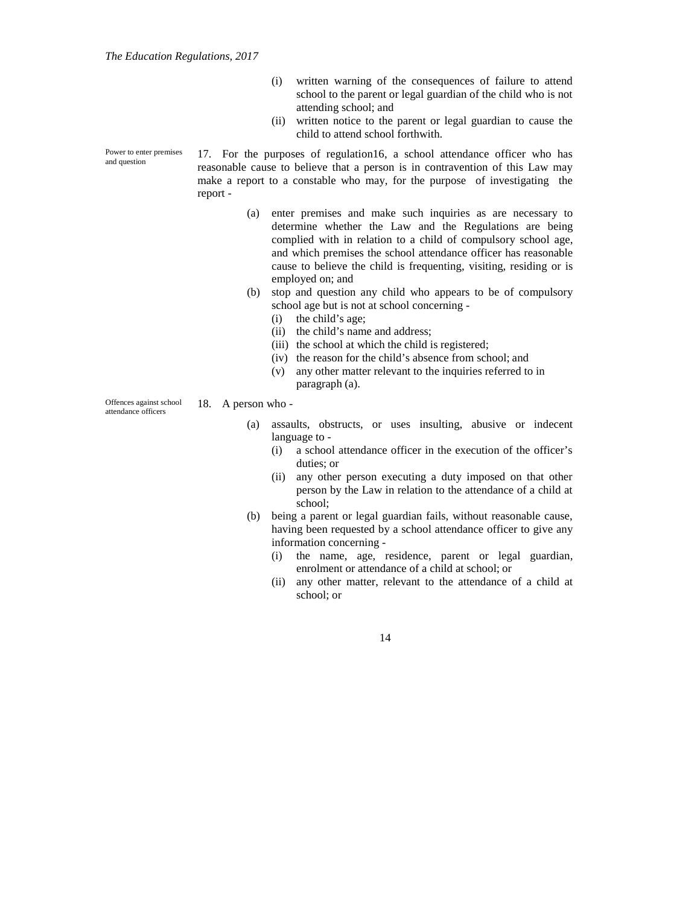(i) written warning of the consequences of failure to attend school to the parent or legal guardian of the child who is not attending school; and

(ii) written notice to the parent or legal guardian to cause the child to attend school forthwith.

Power to enter premises and question

17. For the purposes of regulation16, a school attendance officer who has reasonable cause to believe that a person is in contravention of this Law may make a report to a constable who may, for the purpose of investigating the report -

(a) enter premises and make such inquiries as are necessary to determine whether the Law and the Regulations are being complied with in relation to a child of compulsory school age, and which premises the school attendance officer has reasonable cause to believe the child is frequenting, visiting, residing or is employed on; and

(b) stop and question any child who appears to be of compulsory school age but is not at school concerning -

(i) the child's age;

(ii) the child's name and address;

(iii) the school at which the child is registered;

(iv) the reason for the child's absence from school; and

(v) any other matter relevant to the inquiries referred to in paragraph (a).

Offences against school attendance officers

18. A person who -

(a) assaults, obstructs, or uses insulting, abusive or indecent language to -

(i) a school attendance officer in the execution of the officer's duties; or

(ii) any other person executing a duty imposed on that other person by the Law in relation to the attendance of a child at school;

(b) being a parent or legal guardian fails, without reasonable cause, having been requested by a school attendance officer to give any information concerning -

(i) the name, age, residence, parent or legal guardian, enrolment or attendance of a child at school; or

(ii) any other matter, relevant to the attendance of a child at school; or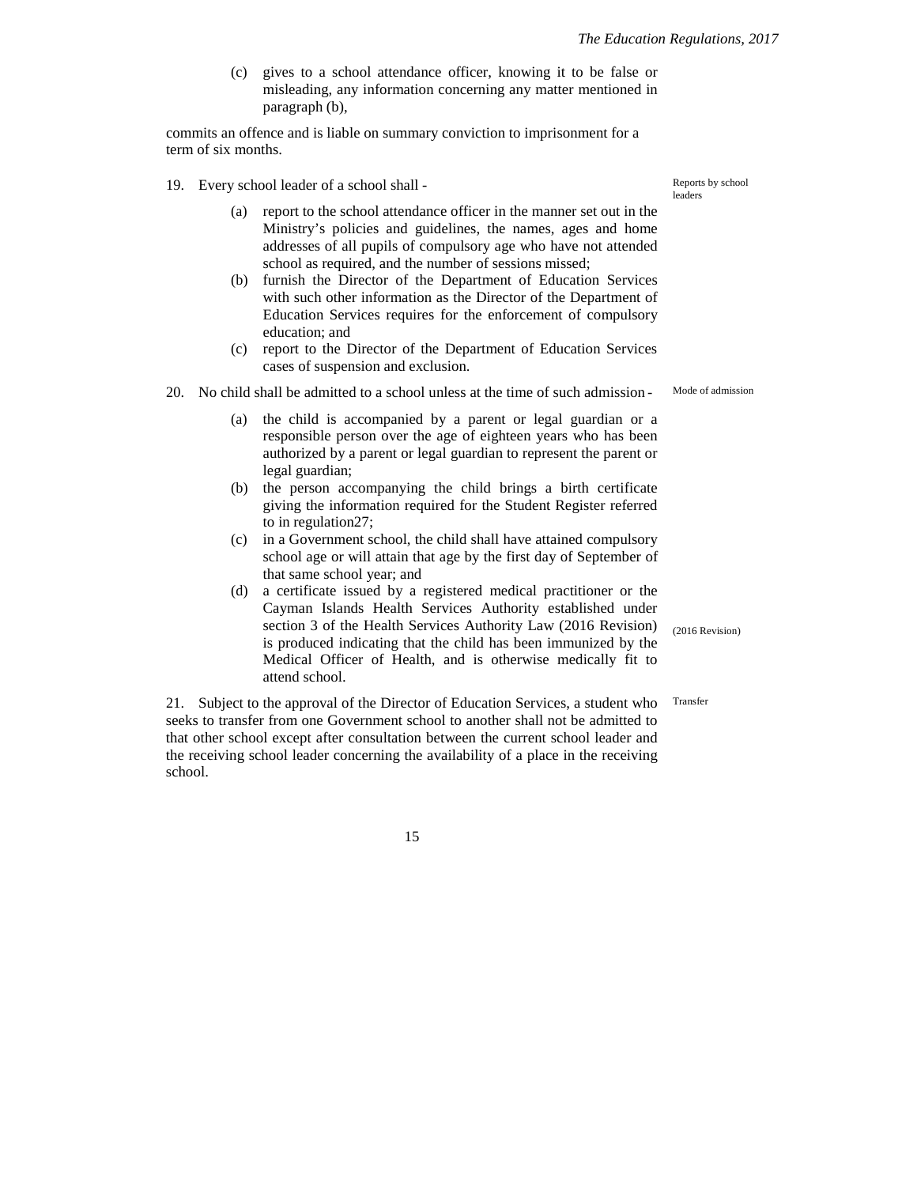(c) gives to a school attendance officer, knowing it to be false or misleading, any information concerning any matter mentioned in paragraph (b),

commits an offence and is liable on summary conviction to imprisonment for a term of six months.

Reports by school leaders

19. Every school leader of a school shall -

(a) report to the school attendance officer in the manner set out in the Ministry's policies and guidelines, the names, ages and home addresses of all pupils of compulsory age who have not attended school as required, and the number of sessions missed;

(b) furnish the Director of the Department of Education Services with such other information as the Director of the Department of Education Services requires for the enforcement of compulsory education; and

(c) report to the Director of the Department of Education Services cases of suspension and exclusion.

Mode of admission

20. No child shall be admitted to a school unless at the time of such admission -

(a) the child is accompanied by a parent or legal guardian or a responsible person over the age of eighteen years who has been authorized by a parent or legal guardian to represent the parent or legal guardian;

(b) the person accompanying the child brings a birth certificate giving the information required for the Student Register referred to in regulation27;

(c) in a Government school, the child shall have attained compulsory school age or will attain that age by the first day of September of that same school year; and

(d) a certificate issued by a registered medical practitioner or the Cayman Islands Health Services Authority established under section 3 of the Health Services Authority Law (2016 Revision) is produced indicating that the child has been immunized by the Medical Officer of Health, and is otherwise medically fit to attend school.

(2016 Revision)

Transfer

21. Subject to the approval of the Director of Education Services, a student who seeks to transfer from one Government school to another shall not be admitted to that other school except after consultation between the current school leader and the receiving school leader concerning the availability of a place in the receiving school.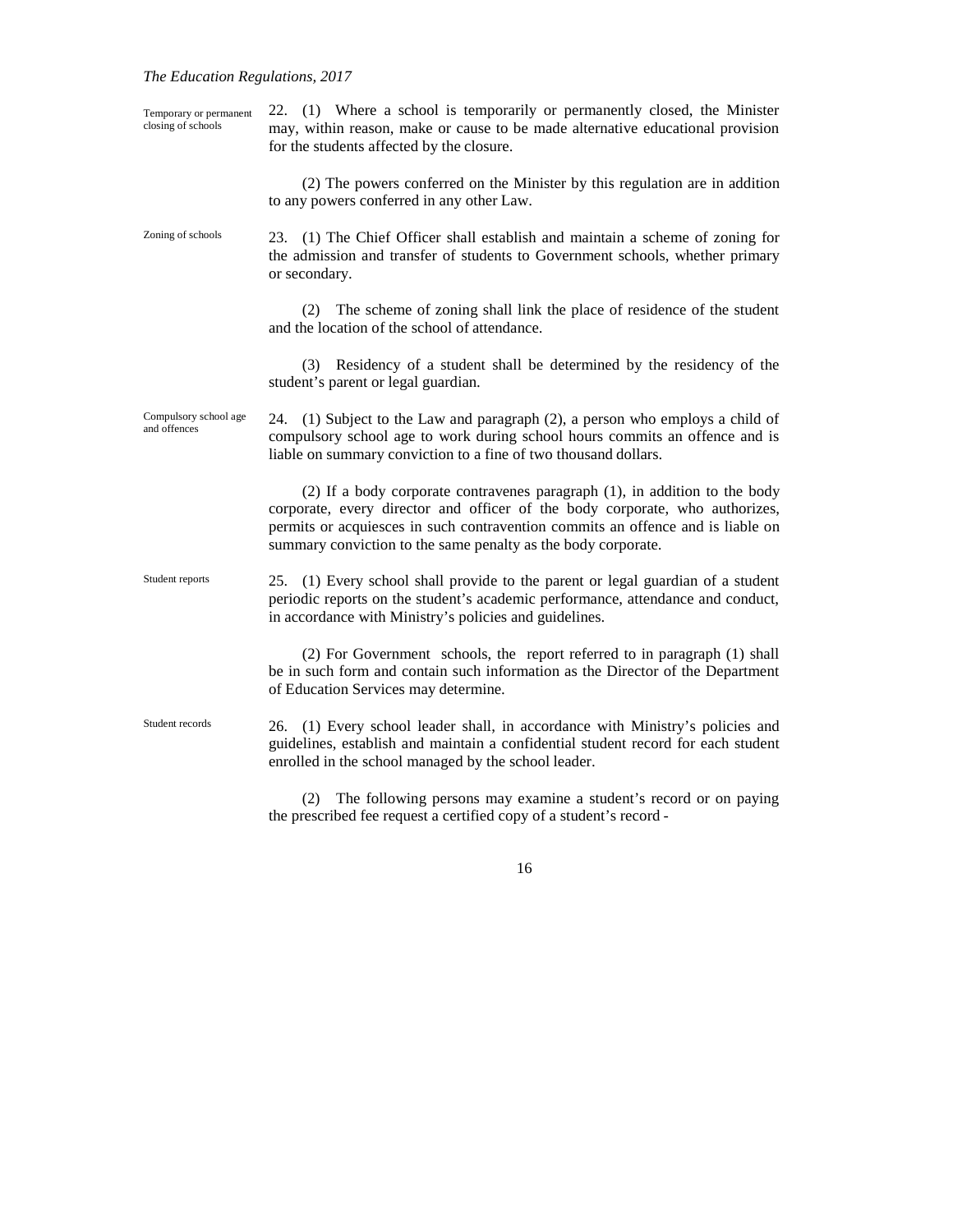**Temporary or permanent closing of schools**

22. (1) Where a school is temporarily or permanently closed, the Minister may, within reason, make or cause to be made alternative educational provision for the students affected by the closure.

(2) The powers conferred on the Minister by this regulation are in addition to any powers conferred in any other Law.

**Zoning of schools**

23. (1) The Chief Officer shall establish and maintain a scheme of zoning for the admission and transfer of students to Government schools, whether primary or secondary.

(2) The scheme of zoning shall link the place of residence of the student and the location of the school of attendance.

(3) Residency of a student shall be determined by the residency of the student's parent or legal guardian.

**Compulsory school age and offences**

24. (1) Subject to the Law and paragraph (2), a person who employs a child of compulsory school age to work during school hours commits an offence and is liable on summary conviction to a fine of two thousand dollars.

(2) If a body corporate contravenes paragraph (1), in addition to the body corporate, every director and officer of the body corporate, who authorizes, permits or acquiesces in such contravention commits an offence and is liable on summary conviction to the same penalty as the body corporate.

**Student reports**

25. (1) Every school shall provide to the parent or legal guardian of a student periodic reports on the student's academic performance, attendance and conduct, in accordance with Ministry's policies and guidelines.

(2) For Government schools, the report referred to in paragraph (1) shall be in such form and contain such information as the Director of the Department of Education Services may determine.

**Student records**

26. (1) Every school leader shall, in accordance with Ministry's policies and guidelines, establish and maintain a confidential student record for each student enrolled in the school managed by the school leader.

(2) The following persons may examine a student's record or on paying the prescribed fee request a certified copy of a student's record -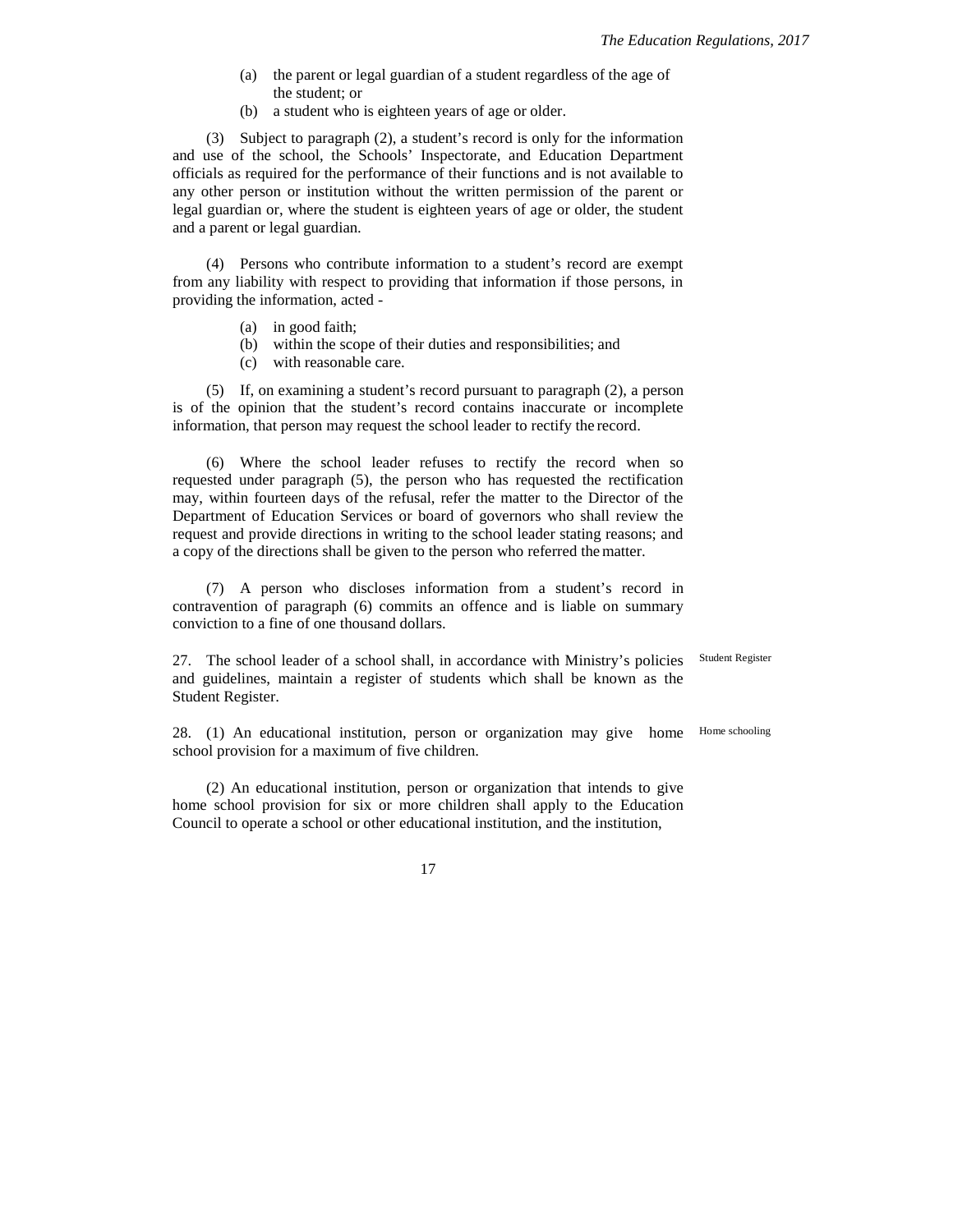(a) the parent or legal guardian of a student regardless of the age of the student; or
(b) a student who is eighteen years of age or older.

(3) Subject to paragraph (2), a student's record is only for the information and use of the school, the Schools' Inspectorate, and Education Department officials as required for the performance of their functions and is not available to any other person or institution without the written permission of the parent or legal guardian or, where the student is eighteen years of age or older, the student and a parent or legal guardian.

(4) Persons who contribute information to a student's record are exempt from any liability with respect to providing that information if those persons, in providing the information, acted -

(a) in good faith;
(b) within the scope of their duties and responsibilities; and
(c) with reasonable care.

(5) If, on examining a student's record pursuant to paragraph (2), a person is of the opinion that the student's record contains inaccurate or incomplete information, that person may request the school leader to rectify the record.

(6) Where the school leader refuses to rectify the record when so requested under paragraph (5), the person who has requested the rectification may, within fourteen days of the refusal, refer the matter to the Director of the Department of Education Services or board of governors who shall review the request and provide directions in writing to the school leader stating reasons; and a copy of the directions shall be given to the person who referred the matter.

(7) A person who discloses information from a student's record in contravention of paragraph (6) commits an offence and is liable on summary conviction to a fine of one thousand dollars.

Student Register

27. The school leader of a school shall, in accordance with Ministry's policies and guidelines, maintain a register of students which shall be known as the Student Register.

Home schooling

28. (1) An educational institution, person or organization may give home school provision for a maximum of five children.

(2) An educational institution, person or organization that intends to give home school provision for six or more children shall apply to the Education Council to operate a school or other educational institution, and the institution,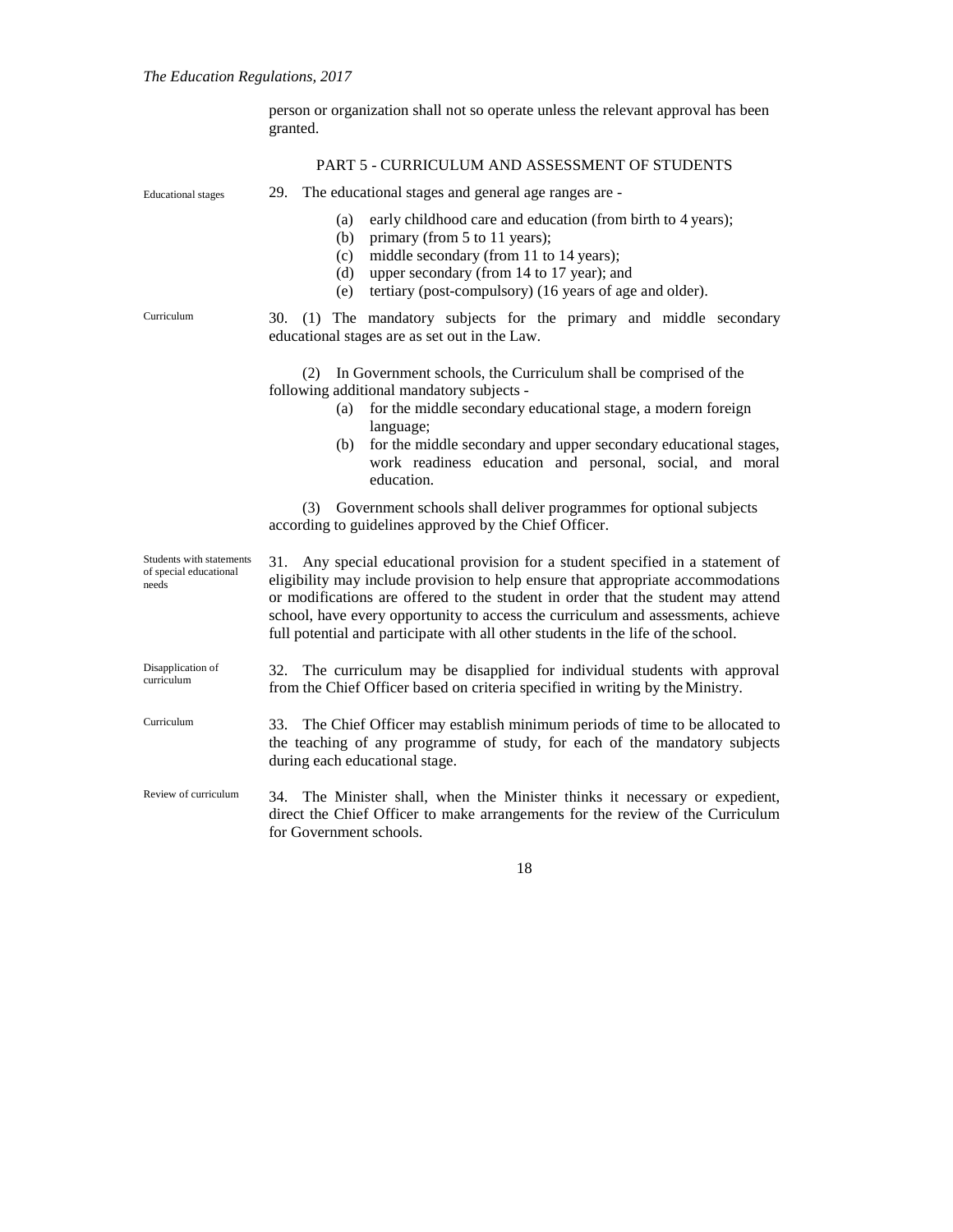person or organization shall not so operate unless the relevant approval has been granted.

## PART 5 - CURRICULUM AND ASSESSMENT OF STUDENTS

*Educational stages*

29. The educational stages and general age ranges are -

(a) early childhood care and education (from birth to 4 years);
(b) primary (from 5 to 11 years);
(c) middle secondary (from 11 to 14 years);
(d) upper secondary (from 14 to 17 year); and
(e) tertiary (post-compulsory) (16 years of age and older).

*Curriculum*

30. (1) The mandatory subjects for the primary and middle secondary educational stages are as set out in the Law.

(2) In Government schools, the Curriculum shall be comprised of the following additional mandatory subjects -

(a) for the middle secondary educational stage, a modern foreign language;
(b) for the middle secondary and upper secondary educational stages, work readiness education and personal, social, and moral education.

(3) Government schools shall deliver programmes for optional subjects according to guidelines approved by the Chief Officer.

*Students with statements of special educational needs*

31. Any special educational provision for a student specified in a statement of eligibility may include provision to help ensure that appropriate accommodations or modifications are offered to the student in order that the student may attend school, have every opportunity to access the curriculum and assessments, achieve full potential and participate with all other students in the life of the school.

*Disapplication of curriculum*

32. The curriculum may be disapplied for individual students with approval from the Chief Officer based on criteria specified in writing by the Ministry.

*Curriculum*

33. The Chief Officer may establish minimum periods of time to be allocated to the teaching of any programme of study, for each of the mandatory subjects during each educational stage.

*Review of curriculum*

34. The Minister shall, when the Minister thinks it necessary or expedient, direct the Chief Officer to make arrangements for the review of the Curriculum for Government schools.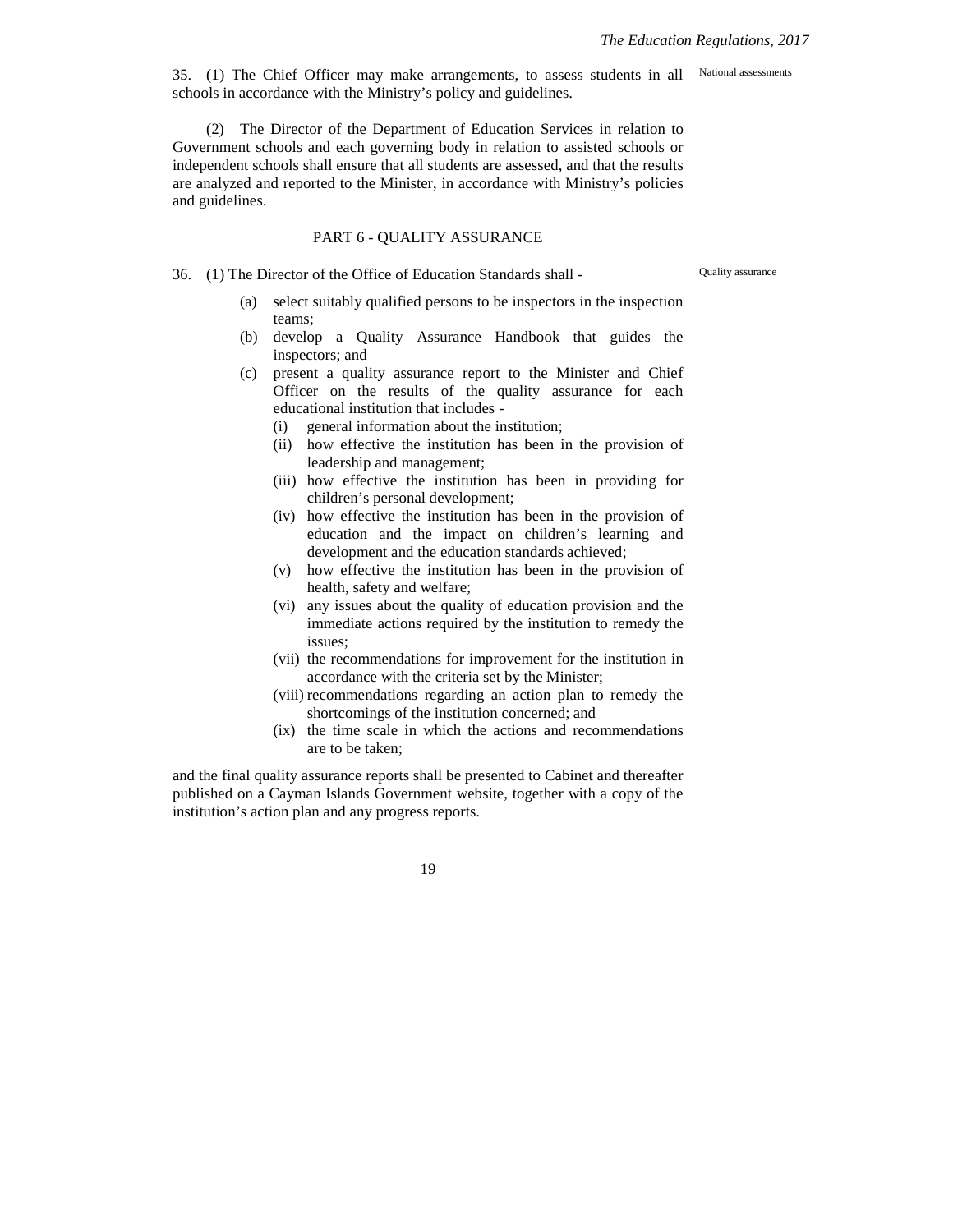35. (1) The Chief Officer may make arrangements, to assess students in all schools in accordance with the Ministry's policy and guidelines.

National assessments

(2) The Director of the Department of Education Services in relation to Government schools and each governing body in relation to assisted schools or independent schools shall ensure that all students are assessed, and that the results are analyzed and reported to the Minister, in accordance with Ministry's policies and guidelines.

## PART 6 - QUALITY ASSURANCE

36. (1) The Director of the Office of Education Standards shall -

Quality assurance

(a) select suitably qualified persons to be inspectors in the inspection teams;

(b) develop a Quality Assurance Handbook that guides the inspectors; and

(c) present a quality assurance report to the Minister and Chief Officer on the results of the quality assurance for each educational institution that includes -

(i) general information about the institution;

(ii) how effective the institution has been in the provision of leadership and management;

(iii) how effective the institution has been in providing for children's personal development;

(iv) how effective the institution has been in the provision of education and the impact on children's learning and development and the education standards achieved;

(v) how effective the institution has been in the provision of health, safety and welfare;

(vi) any issues about the quality of education provision and the immediate actions required by the institution to remedy the issues;

(vii) the recommendations for improvement for the institution in accordance with the criteria set by the Minister;

(viii) recommendations regarding an action plan to remedy the shortcomings of the institution concerned; and

(ix) the time scale in which the actions and recommendations are to be taken;

and the final quality assurance reports shall be presented to Cabinet and thereafter published on a Cayman Islands Government website, together with a copy of the institution's action plan and any progress reports.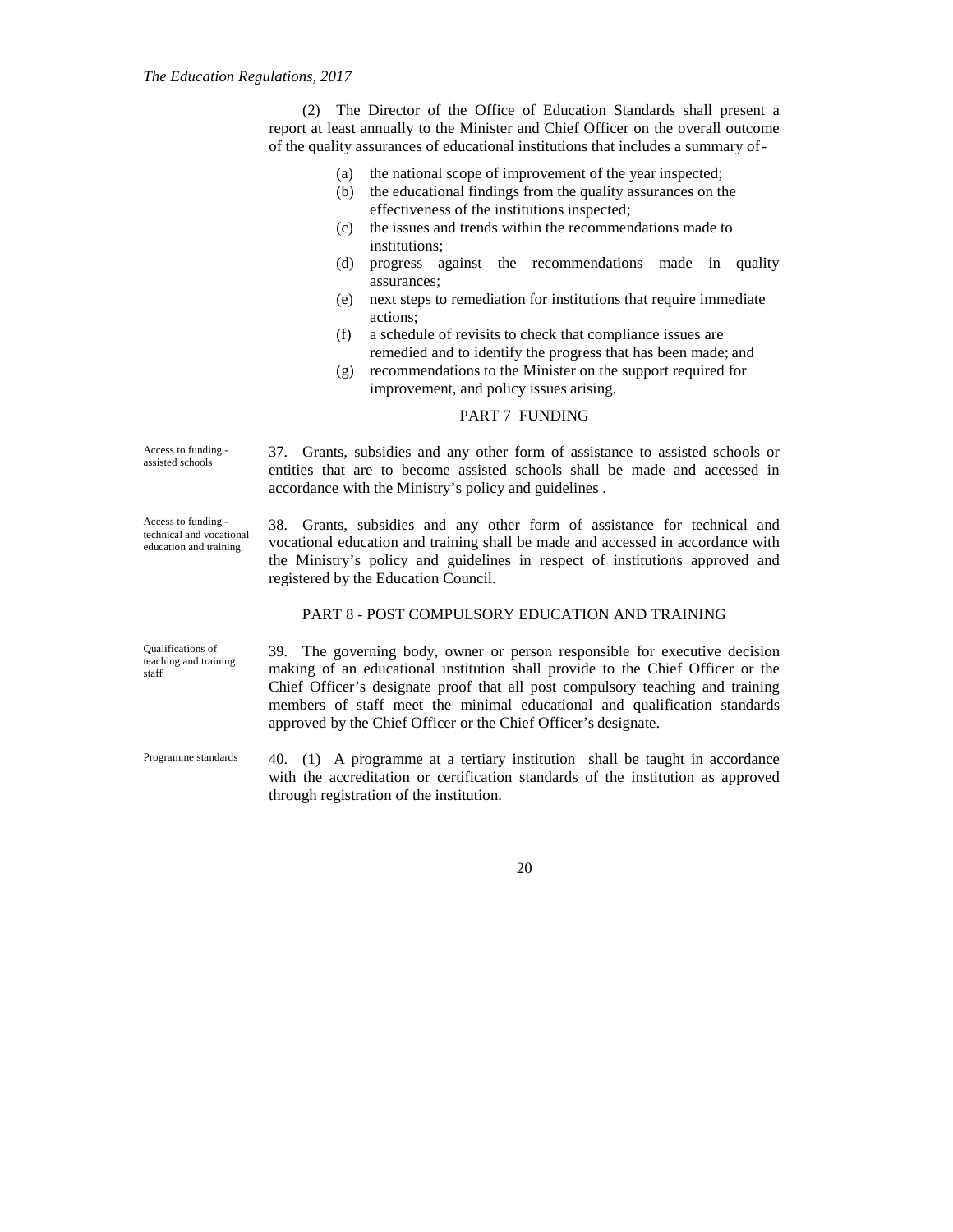(2) The Director of the Office of Education Standards shall present a report at least annually to the Minister and Chief Officer on the overall outcome of the quality assurances of educational institutions that includes a summary of-

(a) the national scope of improvement of the year inspected;
(b) the educational findings from the quality assurances on the effectiveness of the institutions inspected;
(c) the issues and trends within the recommendations made to institutions;
(d) progress against the recommendations made in quality assurances;
(e) next steps to remediation for institutions that require immediate actions;
(f) a schedule of revisits to check that compliance issues are remedied and to identify the progress that has been made; and
(g) recommendations to the Minister on the support required for improvement, and policy issues arising.

## PART 7 FUNDING

*Access to funding - assisted schools*

37. Grants, subsidies and any other form of assistance to assisted schools or entities that are to become assisted schools shall be made and accessed in accordance with the Ministry's policy and guidelines .

*Access to funding - technical and vocational education and training*

38. Grants, subsidies and any other form of assistance for technical and vocational education and training shall be made and accessed in accordance with the Ministry's policy and guidelines in respect of institutions approved and registered by the Education Council.

## PART 8 - POST COMPULSORY EDUCATION AND TRAINING

*Qualifications of teaching and training staff*

39. The governing body, owner or person responsible for executive decision making of an educational institution shall provide to the Chief Officer or the Chief Officer's designate proof that all post compulsory teaching and training members of staff meet the minimal educational and qualification standards approved by the Chief Officer or the Chief Officer's designate.

*Programme standards*

40. (1) A programme at a tertiary institution shall be taught in accordance with the accreditation or certification standards of the institution as approved through registration of the institution.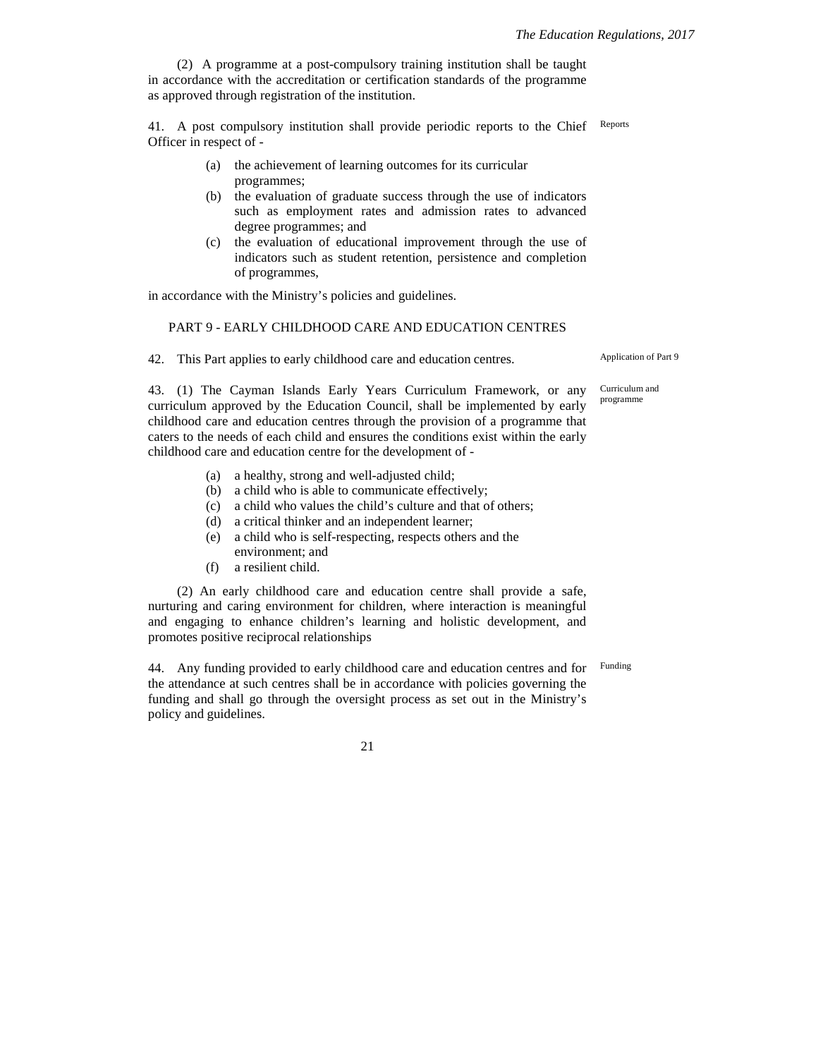(2) A programme at a post-compulsory training institution shall be taught in accordance with the accreditation or certification standards of the programme as approved through registration of the institution.

41. A post compulsory institution shall provide periodic reports to the Chief Officer in respect of -

Reports

(a) the achievement of learning outcomes for its curricular programmes;
(b) the evaluation of graduate success through the use of indicators such as employment rates and admission rates to advanced degree programmes; and
(c) the evaluation of educational improvement through the use of indicators such as student retention, persistence and completion of programmes,

in accordance with the Ministry's policies and guidelines.

## PART 9 - EARLY CHILDHOOD CARE AND EDUCATION CENTRES

42. This Part applies to early childhood care and education centres.

Application of Part 9

43. (1) The Cayman Islands Early Years Curriculum Framework, or any curriculum approved by the Education Council, shall be implemented by early childhood care and education centres through the provision of a programme that caters to the needs of each child and ensures the conditions exist within the early childhood care and education centre for the development of -

Curriculum and programme

(a) a healthy, strong and well-adjusted child;
(b) a child who is able to communicate effectively;
(c) a child who values the child's culture and that of others;
(d) a critical thinker and an independent learner;
(e) a child who is self-respecting, respects others and the environment; and
(f) a resilient child.

(2) An early childhood care and education centre shall provide a safe, nurturing and caring environment for children, where interaction is meaningful and engaging to enhance children's learning and holistic development, and promotes positive reciprocal relationships

44. Any funding provided to early childhood care and education centres and for the attendance at such centres shall be in accordance with policies governing the funding and shall go through the oversight process as set out in the Ministry's policy and guidelines.

Funding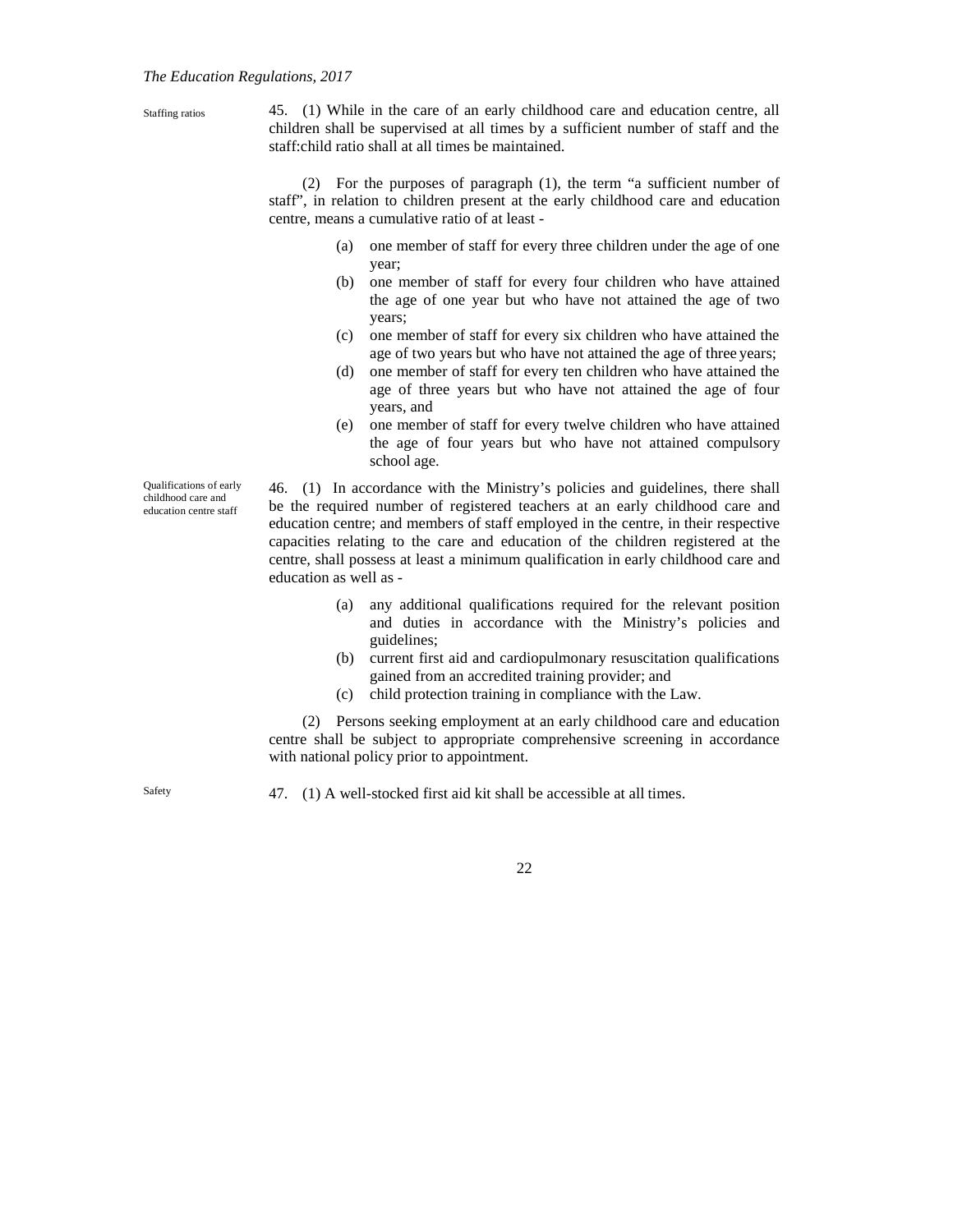Staffing ratios

45. (1) While in the care of an early childhood care and education centre, all children shall be supervised at all times by a sufficient number of staff and the staff:child ratio shall at all times be maintained.

(2) For the purposes of paragraph (1), the term "a sufficient number of staff", in relation to children present at the early childhood care and education centre, means a cumulative ratio of at least -

(a) one member of staff for every three children under the age of one year;
(b) one member of staff for every four children who have attained the age of one year but who have not attained the age of two years;
(c) one member of staff for every six children who have attained the age of two years but who have not attained the age of three years;
(d) one member of staff for every ten children who have attained the age of three years but who have not attained the age of four years, and
(e) one member of staff for every twelve children who have attained the age of four years but who have not attained compulsory school age.

Qualifications of early childhood care and education centre staff

46. (1) In accordance with the Ministry's policies and guidelines, there shall be the required number of registered teachers at an early childhood care and education centre; and members of staff employed in the centre, in their respective capacities relating to the care and education of the children registered at the centre, shall possess at least a minimum qualification in early childhood care and education as well as -

(a) any additional qualifications required for the relevant position and duties in accordance with the Ministry's policies and guidelines;
(b) current first aid and cardiopulmonary resuscitation qualifications gained from an accredited training provider; and
(c) child protection training in compliance with the Law.

(2) Persons seeking employment at an early childhood care and education centre shall be subject to appropriate comprehensive screening in accordance with national policy prior to appointment.

Safety

47. (1) A well-stocked first aid kit shall be accessible at all times.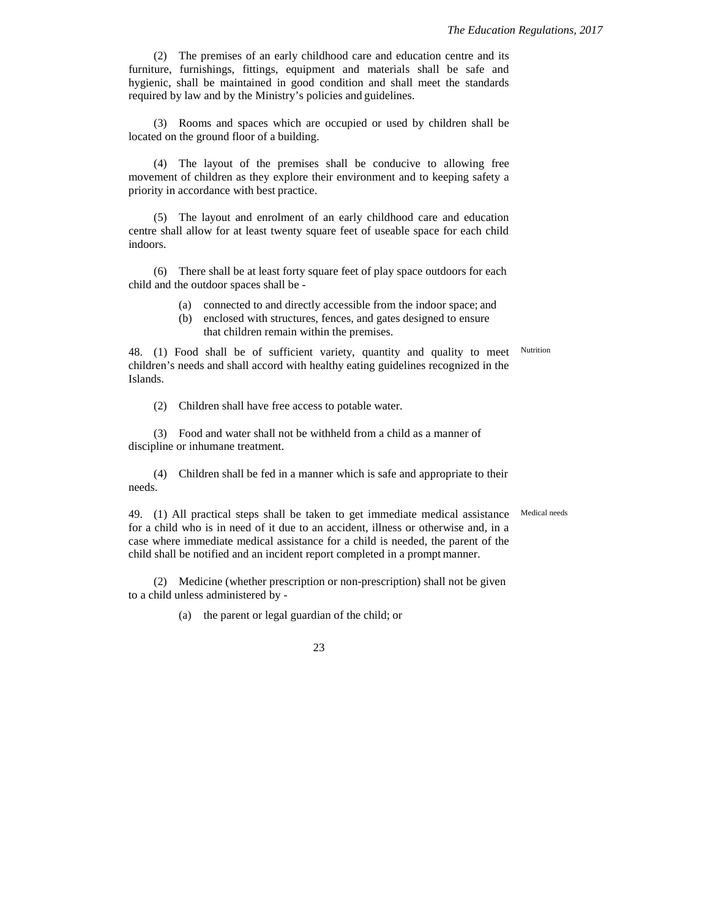(2) The premises of an early childhood care and education centre and its furniture, furnishings, fittings, equipment and materials shall be safe and hygienic, shall be maintained in good condition and shall meet the standards required by law and by the Ministry's policies and guidelines.

(3) Rooms and spaces which are occupied or used by children shall be located on the ground floor of a building.

(4) The layout of the premises shall be conducive to allowing free movement of children as they explore their environment and to keeping safety a priority in accordance with best practice.

(5) The layout and enrolment of an early childhood care and education centre shall allow for at least twenty square feet of useable space for each child indoors.

(6) There shall be at least forty square feet of play space outdoors for each child and the outdoor spaces shall be -

- (a) connected to and directly accessible from the indoor space; and
- (b) enclosed with structures, fences, and gates designed to ensure that children remain within the premises.

**Nutrition**

48. (1) Food shall be of sufficient variety, quantity and quality to meet children's needs and shall accord with healthy eating guidelines recognized in the Islands.

(2) Children shall have free access to potable water.

(3) Food and water shall not be withheld from a child as a manner of discipline or inhumane treatment.

(4) Children shall be fed in a manner which is safe and appropriate to their needs.

**Medical needs**

49. (1) All practical steps shall be taken to get immediate medical assistance for a child who is in need of it due to an accident, illness or otherwise and, in a case where immediate medical assistance for a child is needed, the parent of the child shall be notified and an incident report completed in a prompt manner.

(2) Medicine (whether prescription or non-prescription) shall not be given to a child unless administered by -

- (a) the parent or legal guardian of the child; or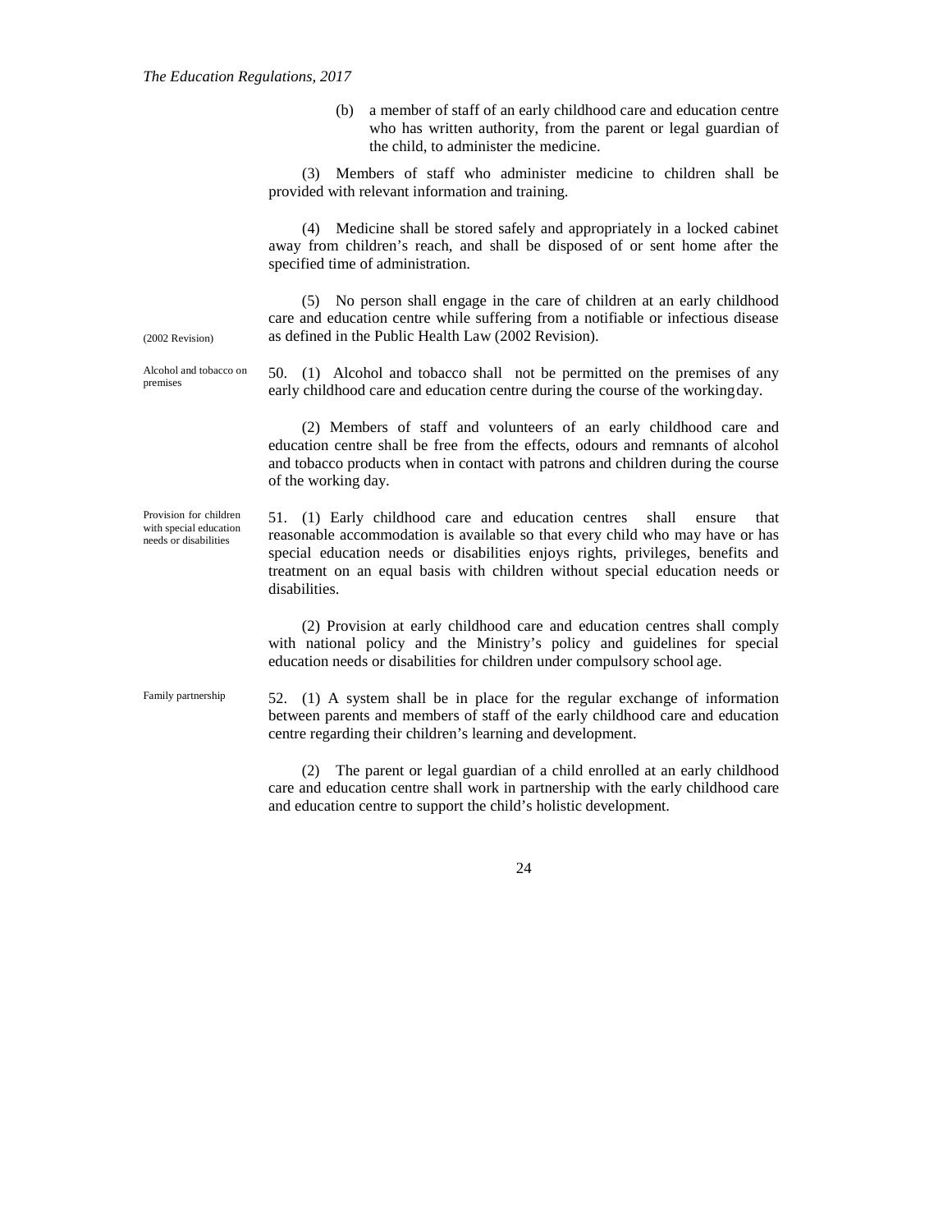(b) a member of staff of an early childhood care and education centre who has written authority, from the parent or legal guardian of the child, to administer the medicine.

(3) Members of staff who administer medicine to children shall be provided with relevant information and training.

(4) Medicine shall be stored safely and appropriately in a locked cabinet away from children's reach, and shall be disposed of or sent home after the specified time of administration.

(5) No person shall engage in the care of children at an early childhood care and education centre while suffering from a notifiable or infectious disease as defined in the Public Health Law (2002 Revision).

(2002 Revision)

Alcohol and tobacco on premises

50. (1) Alcohol and tobacco shall not be permitted on the premises of any early childhood care and education centre during the course of the working day.

(2) Members of staff and volunteers of an early childhood care and education centre shall be free from the effects, odours and remnants of alcohol and tobacco products when in contact with patrons and children during the course of the working day.

Provision for children with special education needs or disabilities

51. (1) Early childhood care and education centres shall ensure that reasonable accommodation is available so that every child who may have or has special education needs or disabilities enjoys rights, privileges, benefits and treatment on an equal basis with children without special education needs or disabilities.

(2) Provision at early childhood care and education centres shall comply with national policy and the Ministry's policy and guidelines for special education needs or disabilities for children under compulsory school age.

Family partnership

52. (1) A system shall be in place for the regular exchange of information between parents and members of staff of the early childhood care and education centre regarding their children's learning and development.

(2) The parent or legal guardian of a child enrolled at an early childhood care and education centre shall work in partnership with the early childhood care and education centre to support the child's holistic development.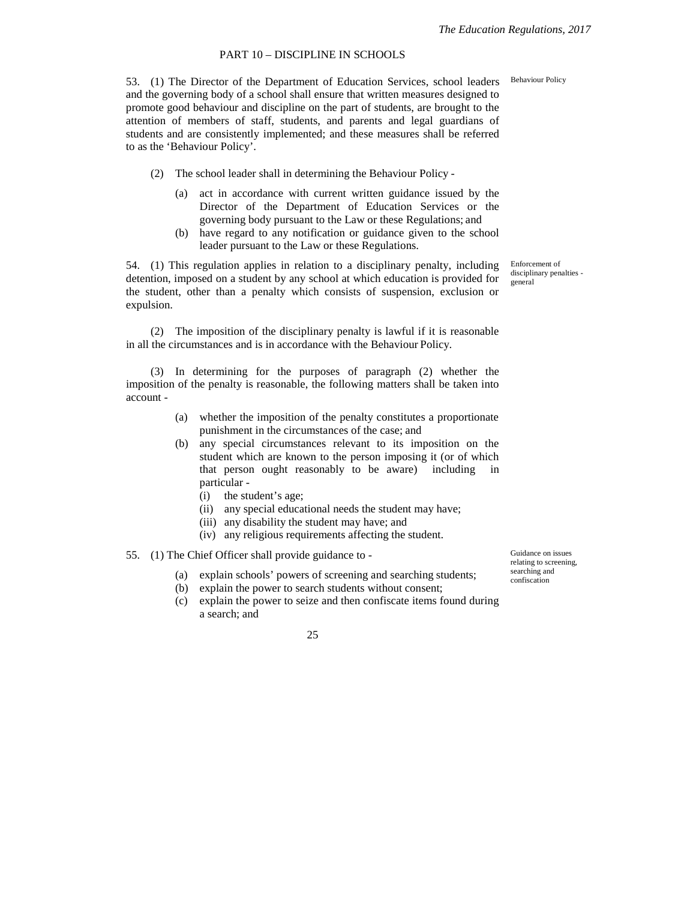## PART 10 – DISCIPLINE IN SCHOOLS

**Behaviour Policy**

53. (1) The Director of the Department of Education Services, school leaders and the governing body of a school shall ensure that written measures designed to promote good behaviour and discipline on the part of students, are brought to the attention of members of staff, students, and parents and legal guardians of students and are consistently implemented; and these measures shall be referred to as the 'Behaviour Policy'.

(2) The school leader shall in determining the Behaviour Policy -

- (a) act in accordance with current written guidance issued by the Director of the Department of Education Services or the governing body pursuant to the Law or these Regulations; and
- (b) have regard to any notification or guidance given to the school leader pursuant to the Law or these Regulations.

**Enforcement of disciplinary penalties - general**

54. (1) This regulation applies in relation to a disciplinary penalty, including detention, imposed on a student by any school at which education is provided for the student, other than a penalty which consists of suspension, exclusion or expulsion.

(2) The imposition of the disciplinary penalty is lawful if it is reasonable in all the circumstances and is in accordance with the Behaviour Policy.

(3) In determining for the purposes of paragraph (2) whether the imposition of the penalty is reasonable, the following matters shall be taken into account -

- (a) whether the imposition of the penalty constitutes a proportionate punishment in the circumstances of the case; and
- (b) any special circumstances relevant to its imposition on the student which are known to the person imposing it (or of which that person ought reasonably to be aware) including in particular -
  - (i) the student's age;
  - (ii) any special educational needs the student may have;
  - (iii) any disability the student may have; and
  - (iv) any religious requirements affecting the student.

**Guidance on issues relating to screening, searching and confiscation**

55. (1) The Chief Officer shall provide guidance to -

- (a) explain schools' powers of screening and searching students;
- (b) explain the power to search students without consent;
- (c) explain the power to seize and then confiscate items found during a search; and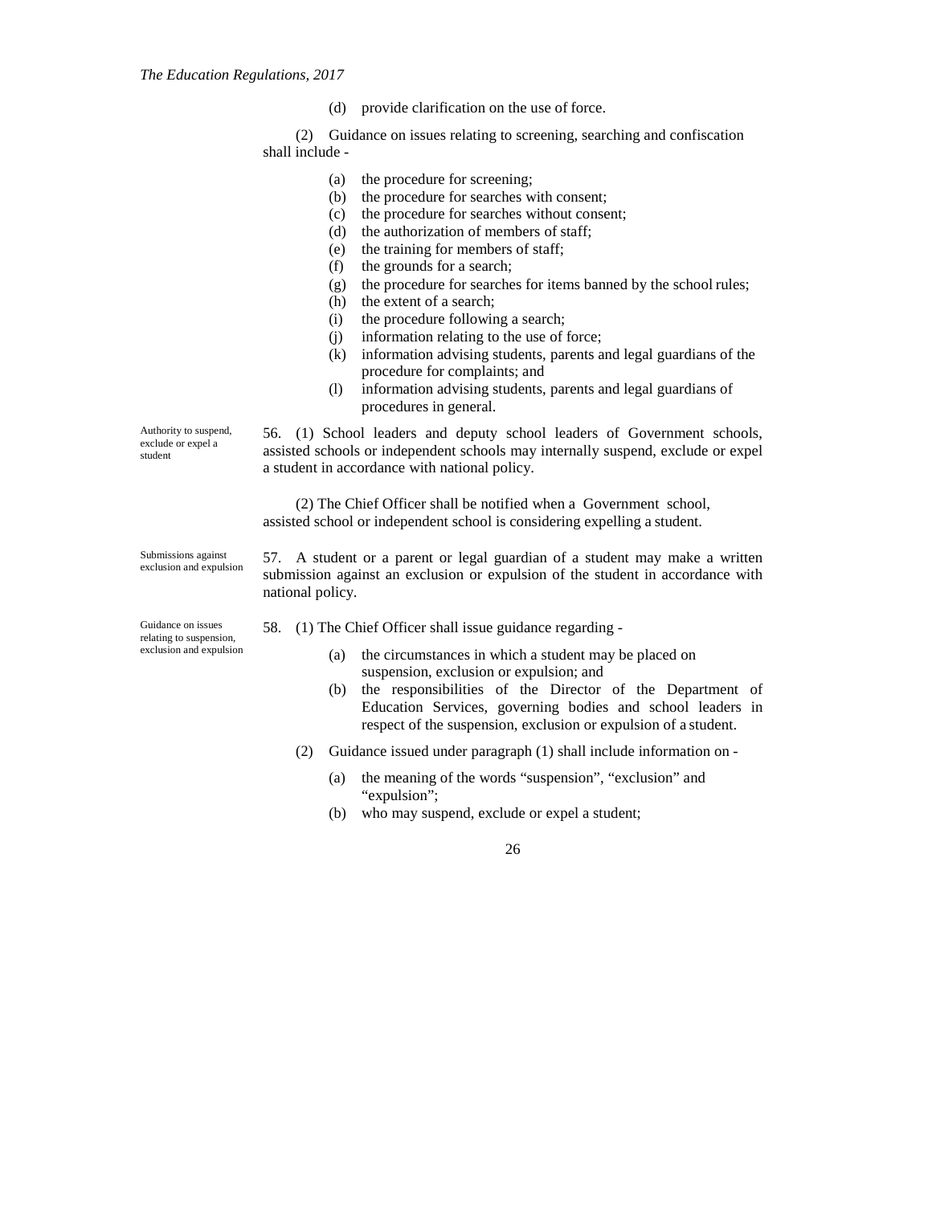(d) provide clarification on the use of force.

(2) Guidance on issues relating to screening, searching and confiscation shall include -

(a) the procedure for screening;
(b) the procedure for searches with consent;
(c) the procedure for searches without consent;
(d) the authorization of members of staff;
(e) the training for members of staff;
(f) the grounds for a search;
(g) the procedure for searches for items banned by the school rules;
(h) the extent of a search;
(i) the procedure following a search;
(j) information relating to the use of force;
(k) information advising students, parents and legal guardians of the procedure for complaints; and
(l) information advising students, parents and legal guardians of procedures in general.

*Authority to suspend, exclude or expel a student*

56. (1) School leaders and deputy school leaders of Government schools, assisted schools or independent schools may internally suspend, exclude or expel a student in accordance with national policy.

(2) The Chief Officer shall be notified when a Government school, assisted school or independent school is considering expelling a student.

*Submissions against exclusion and expulsion*

57. A student or a parent or legal guardian of a student may make a written submission against an exclusion or expulsion of the student in accordance with national policy.

*Guidance on issues relating to suspension, exclusion and expulsion*

58. (1) The Chief Officer shall issue guidance regarding -

(a) the circumstances in which a student may be placed on suspension, exclusion or expulsion; and
(b) the responsibilities of the Director of the Department of Education Services, governing bodies and school leaders in respect of the suspension, exclusion or expulsion of a student.

(2) Guidance issued under paragraph (1) shall include information on -

(a) the meaning of the words "suspension", "exclusion" and "expulsion";
(b) who may suspend, exclude or expel a student;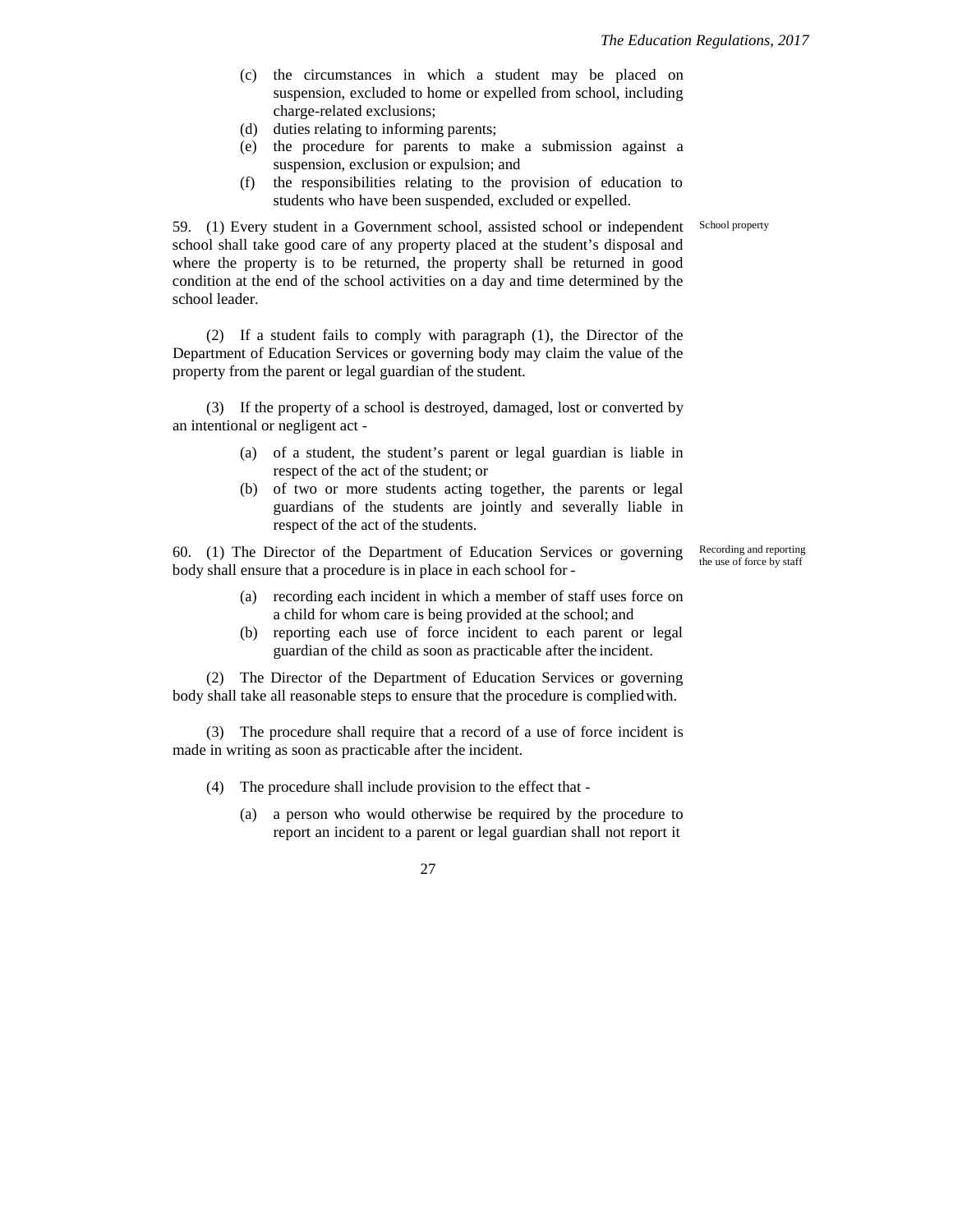(c) the circumstances in which a student may be placed on suspension, excluded to home or expelled from school, including charge-related exclusions;

(d) duties relating to informing parents;

(e) the procedure for parents to make a submission against a suspension, exclusion or expulsion; and

(f) the responsibilities relating to the provision of education to students who have been suspended, excluded or expelled.

School property

59. (1) Every student in a Government school, assisted school or independent school shall take good care of any property placed at the student's disposal and where the property is to be returned, the property shall be returned in good condition at the end of the school activities on a day and time determined by the school leader.

(2) If a student fails to comply with paragraph (1), the Director of the Department of Education Services or governing body may claim the value of the property from the parent or legal guardian of the student.

(3) If the property of a school is destroyed, damaged, lost or converted by an intentional or negligent act -

(a) of a student, the student's parent or legal guardian is liable in respect of the act of the student; or

(b) of two or more students acting together, the parents or legal guardians of the students are jointly and severally liable in respect of the act of the students.

Recording and reporting the use of force by staff

60. (1) The Director of the Department of Education Services or governing body shall ensure that a procedure is in place in each school for -

(a) recording each incident in which a member of staff uses force on a child for whom care is being provided at the school; and

(b) reporting each use of force incident to each parent or legal guardian of the child as soon as practicable after the incident.

(2) The Director of the Department of Education Services or governing body shall take all reasonable steps to ensure that the procedure is complied with.

(3) The procedure shall require that a record of a use of force incident is made in writing as soon as practicable after the incident.

(4) The procedure shall include provision to the effect that -

(a) a person who would otherwise be required by the procedure to report an incident to a parent or legal guardian shall not report it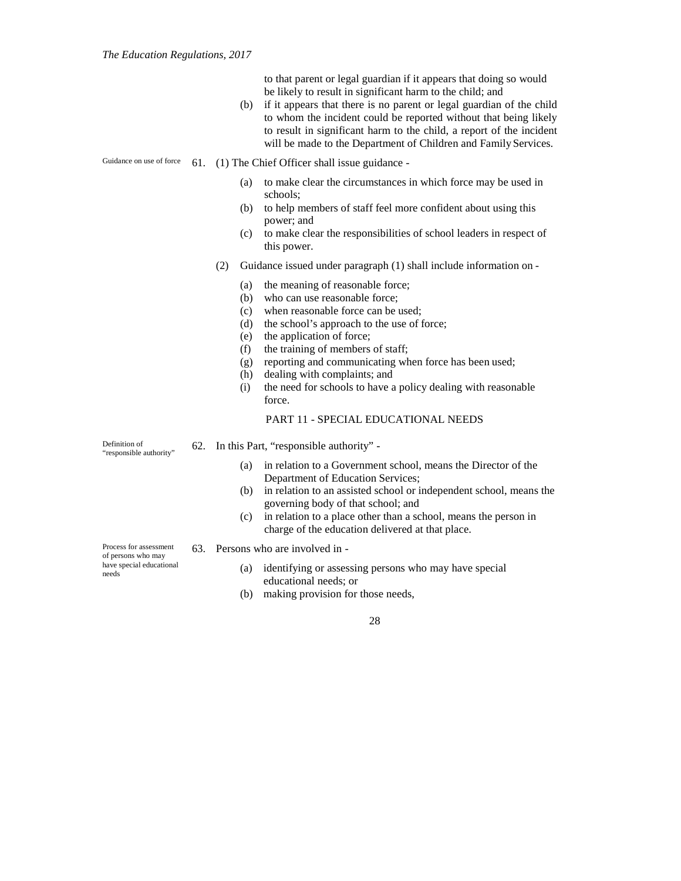to that parent or legal guardian if it appears that doing so would be likely to result in significant harm to the child; and

(b) if it appears that there is no parent or legal guardian of the child to whom the incident could be reported without that being likely to result in significant harm to the child, a report of the incident will be made to the Department of Children and Family Services.

Guidance on use of force

61. (1) The Chief Officer shall issue guidance -

(a) to make clear the circumstances in which force may be used in schools;
(b) to help members of staff feel more confident about using this power; and
(c) to make clear the responsibilities of school leaders in respect of this power.

(2) Guidance issued under paragraph (1) shall include information on -

(a) the meaning of reasonable force;
(b) who can use reasonable force;
(c) when reasonable force can be used;
(d) the school's approach to the use of force;
(e) the application of force;
(f) the training of members of staff;
(g) reporting and communicating when force has been used;
(h) dealing with complaints; and
(i) the need for schools to have a policy dealing with reasonable force.

## PART 11 - SPECIAL EDUCATIONAL NEEDS

Definition of "responsible authority"

62. In this Part, "responsible authority" -

(a) in relation to a Government school, means the Director of the Department of Education Services;
(b) in relation to an assisted school or independent school, means the governing body of that school; and
(c) in relation to a place other than a school, means the person in charge of the education delivered at that place.

Process for assessment of persons who may have special educational needs

63. Persons who are involved in -

(a) identifying or assessing persons who may have special educational needs; or
(b) making provision for those needs,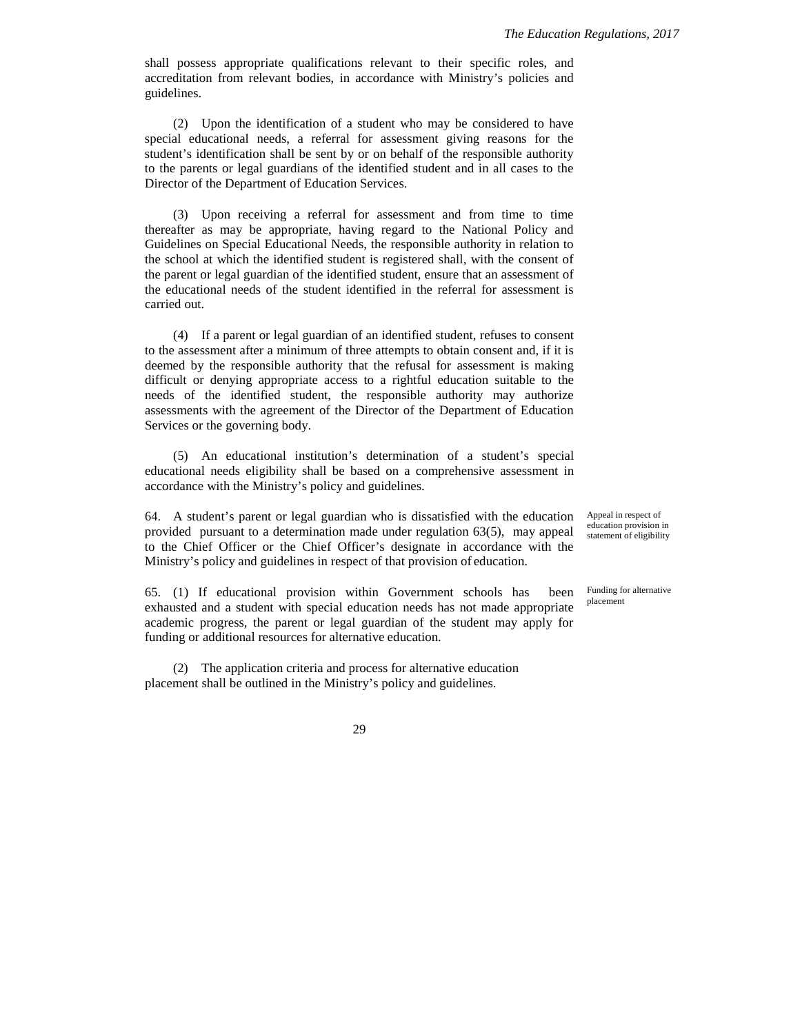shall possess appropriate qualifications relevant to their specific roles, and accreditation from relevant bodies, in accordance with Ministry's policies and guidelines.

(2) Upon the identification of a student who may be considered to have special educational needs, a referral for assessment giving reasons for the student's identification shall be sent by or on behalf of the responsible authority to the parents or legal guardians of the identified student and in all cases to the Director of the Department of Education Services.

(3) Upon receiving a referral for assessment and from time to time thereafter as may be appropriate, having regard to the National Policy and Guidelines on Special Educational Needs, the responsible authority in relation to the school at which the identified student is registered shall, with the consent of the parent or legal guardian of the identified student, ensure that an assessment of the educational needs of the student identified in the referral for assessment is carried out.

(4) If a parent or legal guardian of an identified student, refuses to consent to the assessment after a minimum of three attempts to obtain consent and, if it is deemed by the responsible authority that the refusal for assessment is making difficult or denying appropriate access to a rightful education suitable to the needs of the identified student, the responsible authority may authorize assessments with the agreement of the Director of the Department of Education Services or the governing body.

(5) An educational institution's determination of a student's special educational needs eligibility shall be based on a comprehensive assessment in accordance with the Ministry's policy and guidelines.

*Appeal in respect of education provision in statement of eligibility*

64. A student's parent or legal guardian who is dissatisfied with the education provided pursuant to a determination made under regulation 63(5), may appeal to the Chief Officer or the Chief Officer's designate in accordance with the Ministry's policy and guidelines in respect of that provision of education.

*Funding for alternative placement*

65. (1) If educational provision within Government schools has been exhausted and a student with special education needs has not made appropriate academic progress, the parent or legal guardian of the student may apply for funding or additional resources for alternative education.

(2) The application criteria and process for alternative education placement shall be outlined in the Ministry's policy and guidelines.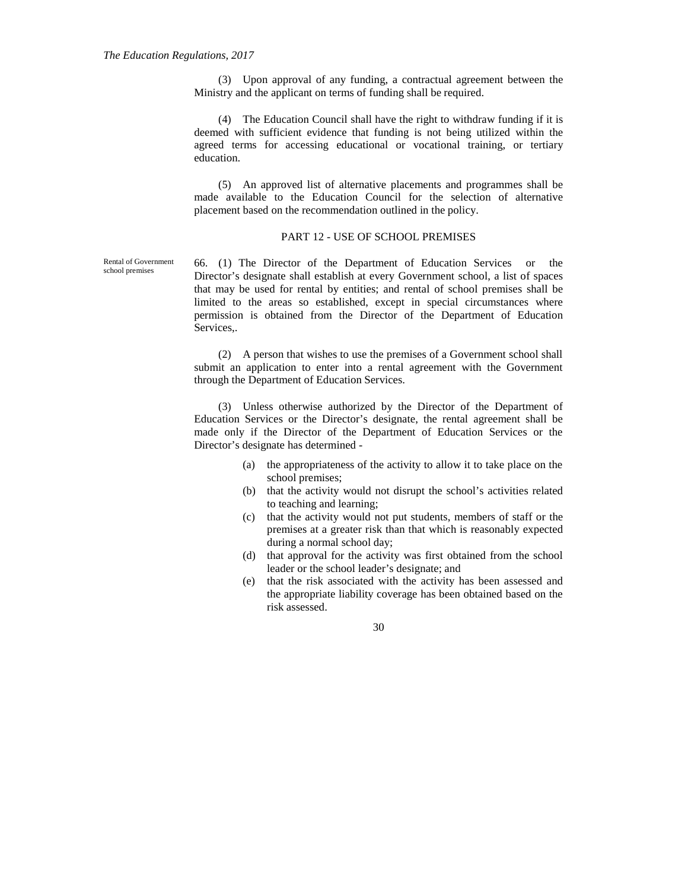(3) Upon approval of any funding, a contractual agreement between the Ministry and the applicant on terms of funding shall be required.

(4) The Education Council shall have the right to withdraw funding if it is deemed with sufficient evidence that funding is not being utilized within the agreed terms for accessing educational or vocational training, or tertiary education.

(5) An approved list of alternative placements and programmes shall be made available to the Education Council for the selection of alternative placement based on the recommendation outlined in the policy.

## PART 12 - USE OF SCHOOL PREMISES

*Rental of Government school premises*

66. (1) The Director of the Department of Education Services or the Director's designate shall establish at every Government school, a list of spaces that may be used for rental by entities; and rental of school premises shall be limited to the areas so established, except in special circumstances where permission is obtained from the Director of the Department of Education Services,.

(2) A person that wishes to use the premises of a Government school shall submit an application to enter into a rental agreement with the Government through the Department of Education Services.

(3) Unless otherwise authorized by the Director of the Department of Education Services or the Director's designate, the rental agreement shall be made only if the Director of the Department of Education Services or the Director's designate has determined -

(a) the appropriateness of the activity to allow it to take place on the school premises;

(b) that the activity would not disrupt the school's activities related to teaching and learning;

(c) that the activity would not put students, members of staff or the premises at a greater risk than that which is reasonably expected during a normal school day;

(d) that approval for the activity was first obtained from the school leader or the school leader's designate; and

(e) that the risk associated with the activity has been assessed and the appropriate liability coverage has been obtained based on the risk assessed.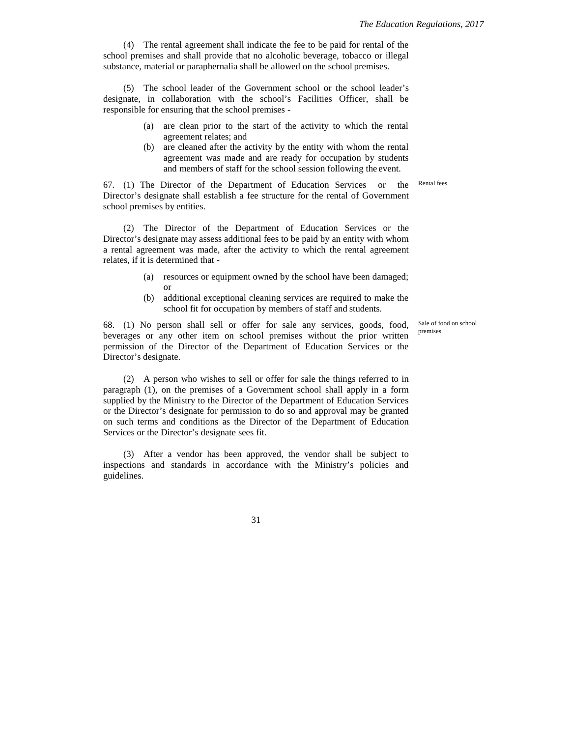(4) The rental agreement shall indicate the fee to be paid for rental of the school premises and shall provide that no alcoholic beverage, tobacco or illegal substance, material or paraphernalia shall be allowed on the school premises.

(5) The school leader of the Government school or the school leader's designate, in collaboration with the school's Facilities Officer, shall be responsible for ensuring that the school premises -

(a) are clean prior to the start of the activity to which the rental agreement relates; and
(b) are cleaned after the activity by the entity with whom the rental agreement was made and are ready for occupation by students and members of staff for the school session following the event.

**Rental fees**

67. (1) The Director of the Department of Education Services or the Director's designate shall establish a fee structure for the rental of Government school premises by entities.

(2) The Director of the Department of Education Services or the Director's designate may assess additional fees to be paid by an entity with whom a rental agreement was made, after the activity to which the rental agreement relates, if it is determined that -

(a) resources or equipment owned by the school have been damaged; or
(b) additional exceptional cleaning services are required to make the school fit for occupation by members of staff and students.

**Sale of food on school premises**

68. (1) No person shall sell or offer for sale any services, goods, food, beverages or any other item on school premises without the prior written permission of the Director of the Department of Education Services or the Director's designate.

(2) A person who wishes to sell or offer for sale the things referred to in paragraph (1), on the premises of a Government school shall apply in a form supplied by the Ministry to the Director of the Department of Education Services or the Director's designate for permission to do so and approval may be granted on such terms and conditions as the Director of the Department of Education Services or the Director's designate sees fit.

(3) After a vendor has been approved, the vendor shall be subject to inspections and standards in accordance with the Ministry's policies and guidelines.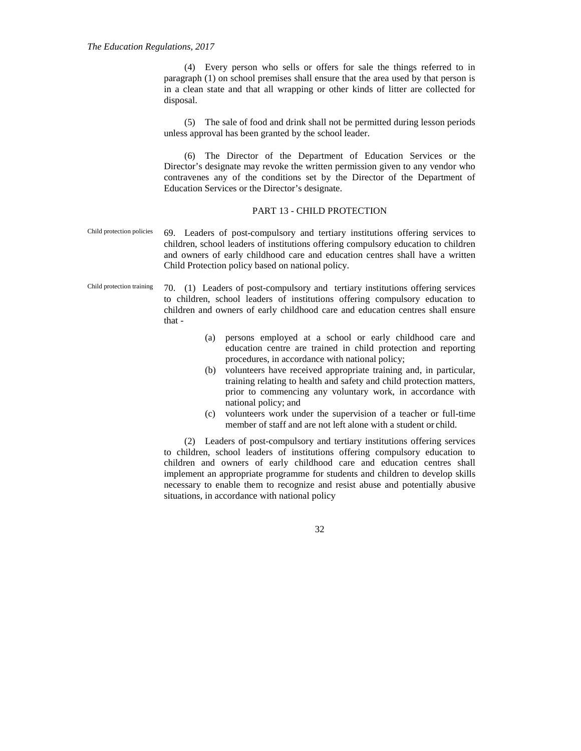(4) Every person who sells or offers for sale the things referred to in paragraph (1) on school premises shall ensure that the area used by that person is in a clean state and that all wrapping or other kinds of litter are collected for disposal.

(5) The sale of food and drink shall not be permitted during lesson periods unless approval has been granted by the school leader.

(6) The Director of the Department of Education Services or the Director's designate may revoke the written permission given to any vendor who contravenes any of the conditions set by the Director of the Department of Education Services or the Director's designate.

## PART 13 - CHILD PROTECTION

Child protection policies

69. Leaders of post-compulsory and tertiary institutions offering services to children, school leaders of institutions offering compulsory education to children and owners of early childhood care and education centres shall have a written Child Protection policy based on national policy.

Child protection training

70. (1) Leaders of post-compulsory and tertiary institutions offering services to children, school leaders of institutions offering compulsory education to children and owners of early childhood care and education centres shall ensure that -

(a) persons employed at a school or early childhood care and education centre are trained in child protection and reporting procedures, in accordance with national policy;

(b) volunteers have received appropriate training and, in particular, training relating to health and safety and child protection matters, prior to commencing any voluntary work, in accordance with national policy; and

(c) volunteers work under the supervision of a teacher or full-time member of staff and are not left alone with a student or child.

(2) Leaders of post-compulsory and tertiary institutions offering services to children, school leaders of institutions offering compulsory education to children and owners of early childhood care and education centres shall implement an appropriate programme for students and children to develop skills necessary to enable them to recognize and resist abuse and potentially abusive situations, in accordance with national policy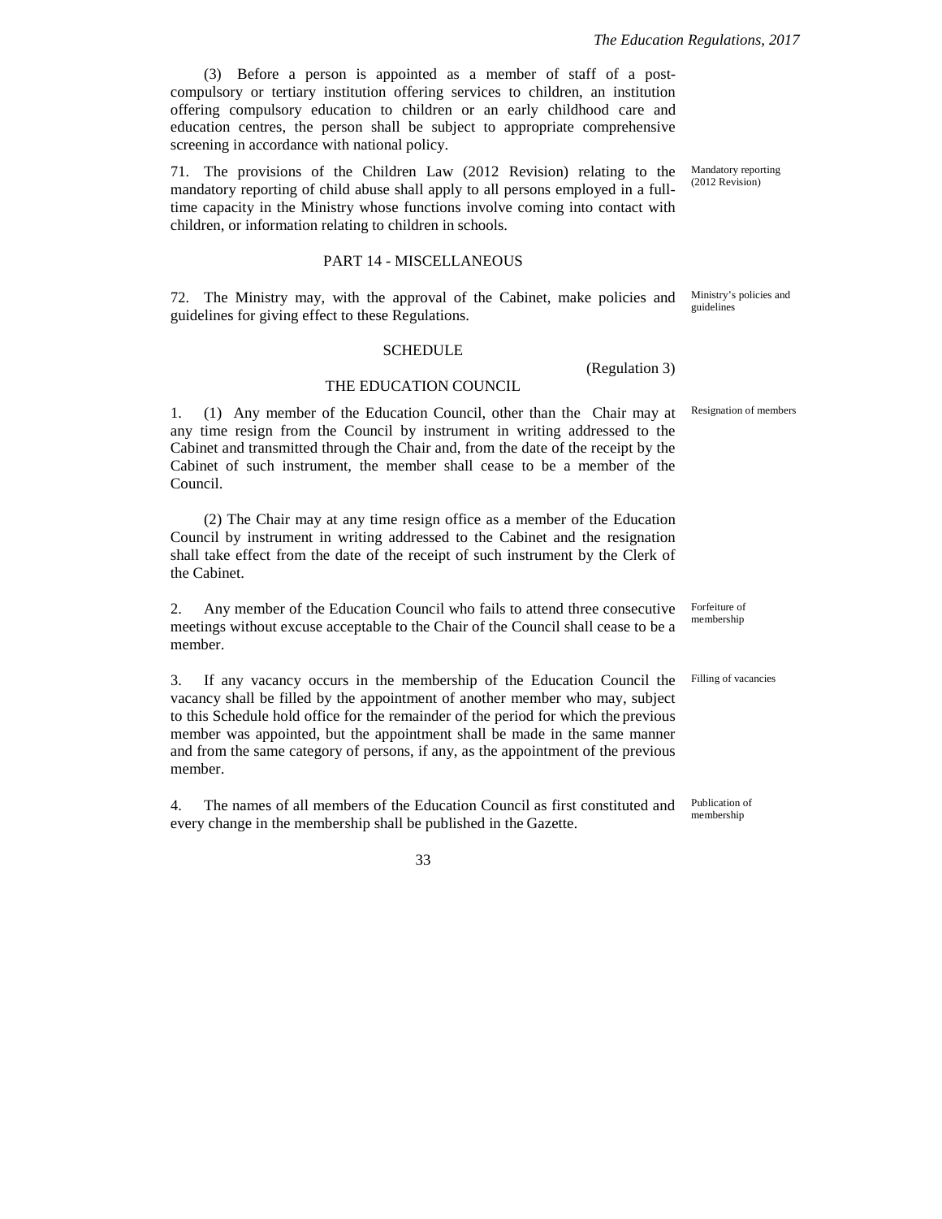(3) Before a person is appointed as a member of staff of a post-compulsory or tertiary institution offering services to children, an institution offering compulsory education to children or an early childhood care and education centres, the person shall be subject to appropriate comprehensive screening in accordance with national policy.

Mandatory reporting (2012 Revision)

71. The provisions of the Children Law (2012 Revision) relating to the mandatory reporting of child abuse shall apply to all persons employed in a full-time capacity in the Ministry whose functions involve coming into contact with children, or information relating to children in schools.

## PART 14 - MISCELLANEOUS

Ministry's policies and guidelines

72. The Ministry may, with the approval of the Cabinet, make policies and guidelines for giving effect to these Regulations.

## SCHEDULE

(Regulation 3)

## THE EDUCATION COUNCIL

Resignation of members

1. (1) Any member of the Education Council, other than the Chair may at any time resign from the Council by instrument in writing addressed to the Cabinet and transmitted through the Chair and, from the date of the receipt by the Cabinet of such instrument, the member shall cease to be a member of the Council.

(2) The Chair may at any time resign office as a member of the Education Council by instrument in writing addressed to the Cabinet and the resignation shall take effect from the date of the receipt of such instrument by the Clerk of the Cabinet.

Forfeiture of membership

2. Any member of the Education Council who fails to attend three consecutive meetings without excuse acceptable to the Chair of the Council shall cease to be a member.

Filling of vacancies

3. If any vacancy occurs in the membership of the Education Council the vacancy shall be filled by the appointment of another member who may, subject to this Schedule hold office for the remainder of the period for which the previous member was appointed, but the appointment shall be made in the same manner and from the same category of persons, if any, as the appointment of the previous member.

Publication of membership

4. The names of all members of the Education Council as first constituted and every change in the membership shall be published in the Gazette.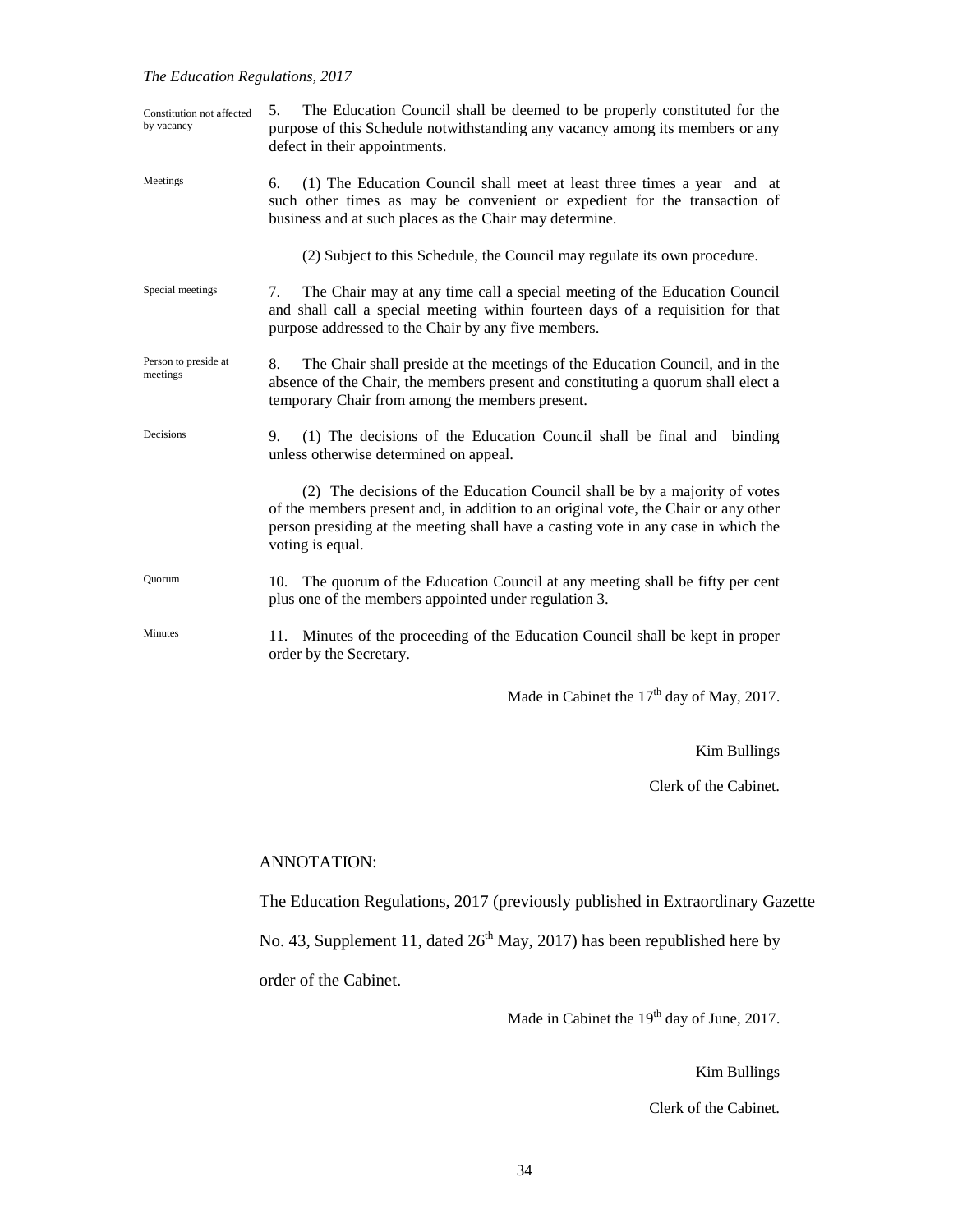Constitution not affected by vacancy

5. The Education Council shall be deemed to be properly constituted for the purpose of this Schedule notwithstanding any vacancy among its members or any defect in their appointments.

Meetings

6. (1) The Education Council shall meet at least three times a year and at such other times as may be convenient or expedient for the transaction of business and at such places as the Chair may determine.

(2) Subject to this Schedule, the Council may regulate its own procedure.

Special meetings

7. The Chair may at any time call a special meeting of the Education Council and shall call a special meeting within fourteen days of a requisition for that purpose addressed to the Chair by any five members.

Person to preside at meetings

8. The Chair shall preside at the meetings of the Education Council, and in the absence of the Chair, the members present and constituting a quorum shall elect a temporary Chair from among the members present.

Decisions

9. (1) The decisions of the Education Council shall be final and binding unless otherwise determined on appeal.

(2) The decisions of the Education Council shall be by a majority of votes of the members present and, in addition to an original vote, the Chair or any other person presiding at the meeting shall have a casting vote in any case in which the voting is equal.

Quorum

10. The quorum of the Education Council at any meeting shall be fifty per cent plus one of the members appointed under regulation 3.

Minutes

11. Minutes of the proceeding of the Education Council shall be kept in proper order by the Secretary.

Made in Cabinet the 17th day of May, 2017.

Kim Bullings

Clerk of the Cabinet.

ANNOTATION:

The Education Regulations, 2017 (previously published in Extraordinary Gazette No. 43, Supplement 11, dated 26th May, 2017) has been republished here by order of the Cabinet.

Made in Cabinet the 19th day of June, 2017.

Kim Bullings

Clerk of the Cabinet.